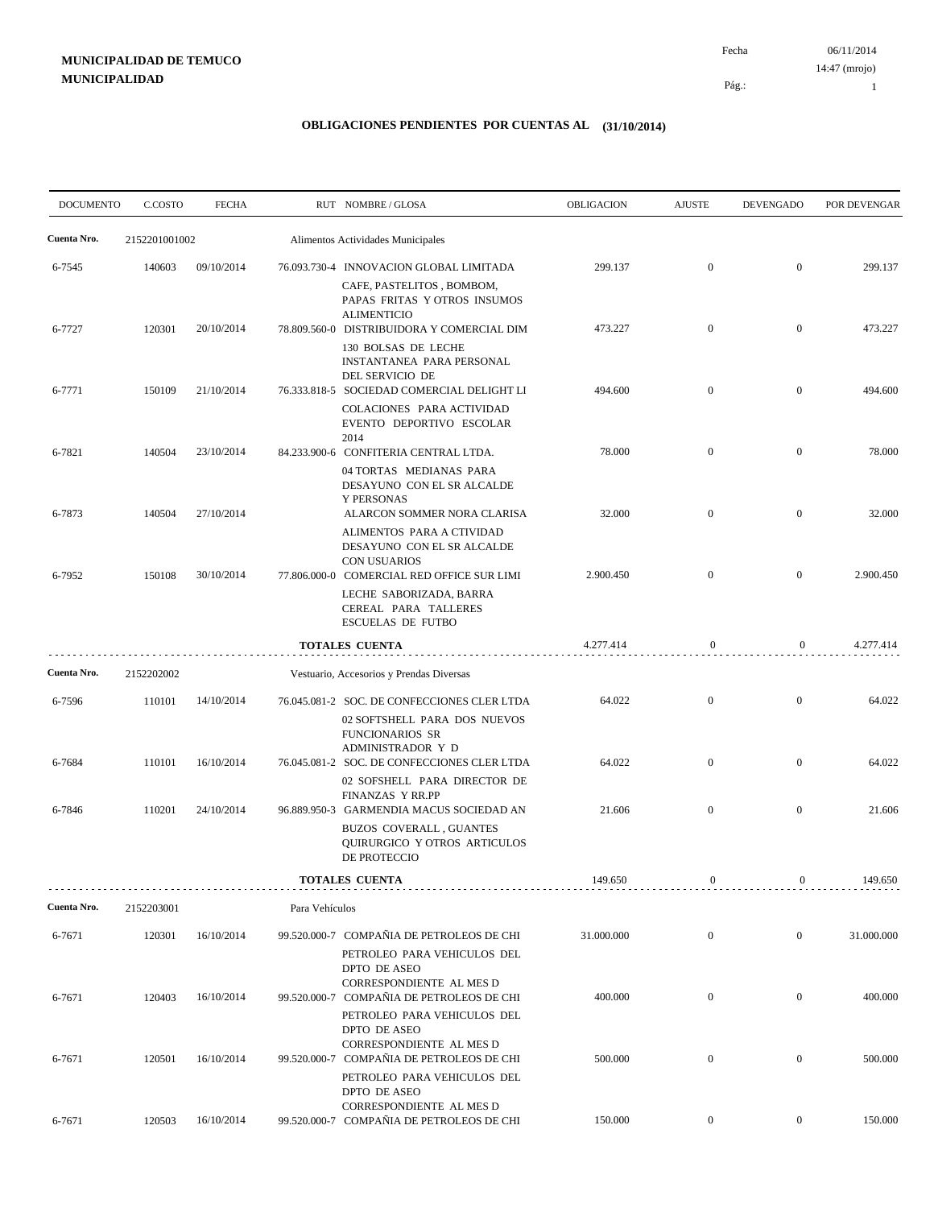**MUNICIPALIDAD DE TEMUCO**
**MUNICIPALIDAD**

Fecha 06/11/2014
14:47 (mrojo)

# OBLIGACIONES PENDIENTES POR CUENTAS AL (31/10/2014)

| DOCUMENTO | C.COSTO | FECHA | RUT NOMBRE / GLOSA | OBLIGACION | AJUSTE | DEVENGADO | POR DEVENGAR |
|---|---|---|---|---|---|---|---|
| **Cuenta Nro.** | 2152201001002 | | Alimentos Actividades Municipales | | | | |
| 6-7545 | 140603 | 09/10/2014 | 76.093.730-4 INNOVACION GLOBAL LIMITADA<br>CAFE, PASTELITOS , BOMBOM, PAPAS FRITAS Y OTROS INSUMOS ALIMENTICIO | 299.137 | 0 | 0 | 299.137 |
| 6-7727 | 120301 | 20/10/2014 | 78.809.560-0 DISTRIBUIDORA Y COMERCIAL DIM<br>130 BOLSAS DE LECHE INSTANTANEA PARA PERSONAL DEL SERVICIO DE | 473.227 | 0 | 0 | 473.227 |
| 6-7771 | 150109 | 21/10/2014 | 76.333.818-5 SOCIEDAD COMERCIAL DELIGHT LI<br>COLACIONES PARA ACTIVIDAD EVENTO DEPORTIVO ESCOLAR 2014 | 494.600 | 0 | 0 | 494.600 |
| 6-7821 | 140504 | 23/10/2014 | 84.233.900-6 CONFITERIA CENTRAL LTDA.<br>04 TORTAS MEDIANAS PARA DESAYUNO CON EL SR ALCALDE Y PERSONAS | 78.000 | 0 | 0 | 78.000 |
| 6-7873 | 140504 | 27/10/2014 | ALARCON SOMMER NORA CLARISA<br>ALIMENTOS PARA A CTIVIDAD DESAYUNO CON EL SR ALCALDE CON USUARIOS | 32.000 | 0 | 0 | 32.000 |
| 6-7952 | 150108 | 30/10/2014 | 77.806.000-0 COMERCIAL RED OFFICE SUR LIMI<br>LECHE SABORIZADA, BARRA CEREAL PARA TALLERES ESCUELAS DE FUTBO | 2.900.450 | 0 | 0 | 2.900.450 |
| | | | **TOTALES CUENTA** | 4.277.414 | 0 | 0 | 4.277.414 |
| **Cuenta Nro.** | 2152202002 | | Vestuario, Accesorios y Prendas Diversas | | | | |
| 6-7596 | 110101 | 14/10/2014 | 76.045.081-2 SOC. DE CONFECCIONES CLER LTDA<br>02 SOFTSHELL PARA DOS NUEVOS FUNCIONARIOS SR ADMINISTRADOR Y D | 64.022 | 0 | 0 | 64.022 |
| 6-7684 | 110101 | 16/10/2014 | 76.045.081-2 SOC. DE CONFECCIONES CLER LTDA<br>02 SOFSHELL PARA DIRECTOR DE FINANZAS Y RR.PP | 64.022 | 0 | 0 | 64.022 |
| 6-7846 | 110201 | 24/10/2014 | 96.889.950-3 GARMENDIA MACUS SOCIEDAD AN<br>BUZOS COVERALL , GUANTES QUIRURGICO Y OTROS ARTICULOS DE PROTECCIO | 21.606 | 0 | 0 | 21.606 |
| | | | **TOTALES CUENTA** | 149.650 | 0 | 0 | 149.650 |
| **Cuenta Nro.** | 2152203001 | | Para Vehículos | | | | |
| 6-7671 | 120301 | 16/10/2014 | 99.520.000-7 COMPAÑIA DE PETROLEOS DE CHI<br>PETROLEO PARA VEHICULOS DEL DPTO DE ASEO CORRESPONDIENTE AL MES D | 31.000.000 | 0 | 0 | 31.000.000 |
| 6-7671 | 120403 | 16/10/2014 | 99.520.000-7 COMPAÑIA DE PETROLEOS DE CHI<br>PETROLEO PARA VEHICULOS DEL DPTO DE ASEO CORRESPONDIENTE AL MES D | 400.000 | 0 | 0 | 400.000 |
| 6-7671 | 120501 | 16/10/2014 | 99.520.000-7 COMPAÑIA DE PETROLEOS DE CHI<br>PETROLEO PARA VEHICULOS DEL DPTO DE ASEO CORRESPONDIENTE AL MES D | 500.000 | 0 | 0 | 500.000 |
| 6-7671 | 120503 | 16/10/2014 | 99.520.000-7 COMPAÑIA DE PETROLEOS DE CHI | 150.000 | 0 | 0 | 150.000 |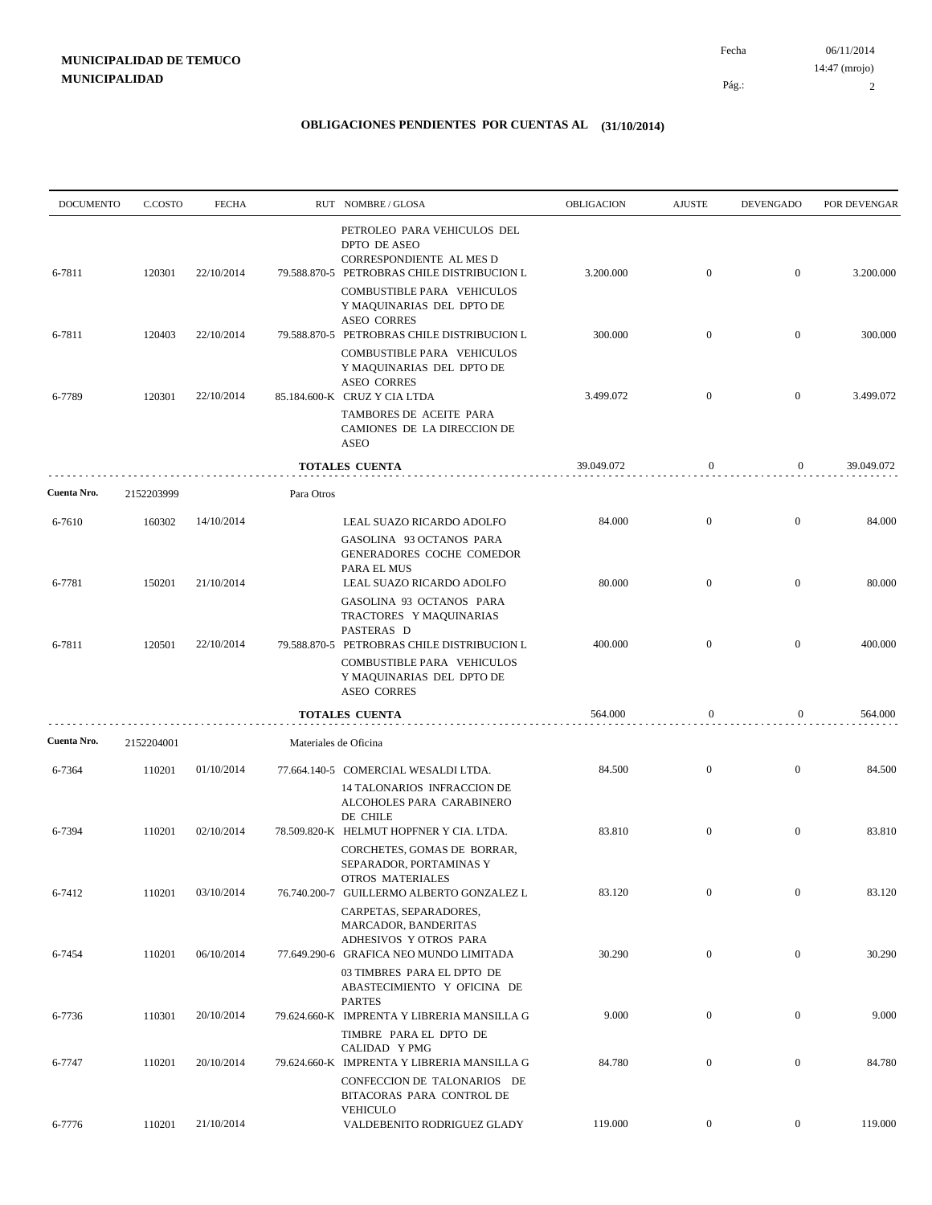**MUNICIPALIDAD DE TEMUCO**
**MUNICIPALIDAD**

Fecha 06/11/2014
14:47 (mrojo)

## OBLIGACIONES PENDIENTES POR CUENTAS AL (31/10/2014)

| DOCUMENTO | C.COSTO | FECHA | RUT | NOMBRE / GLOSA | OBLIGACION | AJUSTE | DEVENGADO | POR DEVENGAR |
|---|---|---|---|---|---|---|---|---|
| | | | | PETROLEO PARA VEHICULOS DEL DPTO DE ASEO CORRESPONDIENTE AL MES D | | | | |
| 6-7811 | 120301 | 22/10/2014 | 79.588.870-5 | PETROBRAS CHILE DISTRIBUCION L<br>COMBUSTIBLE PARA VEHICULOS Y MAQUINARIAS DEL DPTO DE ASEO CORRES | 3.200.000 | 0 | 0 | 3.200.000 |
| 6-7811 | 120403 | 22/10/2014 | 79.588.870-5 | PETROBRAS CHILE DISTRIBUCION L<br>COMBUSTIBLE PARA VEHICULOS Y MAQUINARIAS DEL DPTO DE ASEO CORRES | 300.000 | 0 | 0 | 300.000 |
| 6-7789 | 120301 | 22/10/2014 | 85.184.600-K | CRUZ Y CIA LTDA<br>TAMBORES DE ACEITE PARA CAMIONES DE LA DIRECCION DE ASEO | 3.499.072 | 0 | 0 | 3.499.072 |
| | | | | **TOTALES CUENTA** | 39.049.072 | 0 | 0 | 39.049.072 |
| **Cuenta Nro.** | 2152203999 | | | Para Otros | | | | |
| 6-7610 | 160302 | 14/10/2014 | | LEAL SUAZO RICARDO ADOLFO<br>GASOLINA 93 OCTANOS PARA GENERADORES COCHE COMEDOR PARA EL MUS | 84.000 | 0 | 0 | 84.000 |
| 6-7781 | 150201 | 21/10/2014 | | LEAL SUAZO RICARDO ADOLFO<br>GASOLINA 93 OCTANOS PARA TRACTORES Y MAQUINARIAS PASTERAS D | 80.000 | 0 | 0 | 80.000 |
| 6-7811 | 120501 | 22/10/2014 | 79.588.870-5 | PETROBRAS CHILE DISTRIBUCION L<br>COMBUSTIBLE PARA VEHICULOS Y MAQUINARIAS DEL DPTO DE ASEO CORRES | 400.000 | 0 | 0 | 400.000 |
| | | | | **TOTALES CUENTA** | 564.000 | 0 | 0 | 564.000 |
| **Cuenta Nro.** | 2152204001 | | | Materiales de Oficina | | | | |
| 6-7364 | 110201 | 01/10/2014 | 77.664.140-5 | COMERCIAL WESALDI LTDA.<br>14 TALONARIOS INFRACCION DE ALCOHOLES PARA CARABINERO DE CHILE | 84.500 | 0 | 0 | 84.500 |
| 6-7394 | 110201 | 02/10/2014 | 78.509.820-K | HELMUT HOPFNER Y CIA. LTDA.<br>CORCHETES, GOMAS DE BORRAR, SEPARADOR, PORTAMINAS Y OTROS MATERIALES | 83.810 | 0 | 0 | 83.810 |
| 6-7412 | 110201 | 03/10/2014 | 76.740.200-7 | GUILLERMO ALBERTO GONZALEZ L<br>CARPETAS, SEPARADORES, MARCADOR, BANDERITAS ADHESIVOS Y OTROS PARA | 83.120 | 0 | 0 | 83.120 |
| 6-7454 | 110201 | 06/10/2014 | 77.649.290-6 | GRAFICA NEO MUNDO LIMITADA<br>03 TIMBRES PARA EL DPTO DE ABASTECIMIENTO Y OFICINA DE PARTES | 30.290 | 0 | 0 | 30.290 |
| 6-7736 | 110301 | 20/10/2014 | 79.624.660-K | IMPRENTA Y LIBRERIA MANSILLA G<br>TIMBRE PARA EL DPTO DE CALIDAD Y PMG | 9.000 | 0 | 0 | 9.000 |
| 6-7747 | 110201 | 20/10/2014 | 79.624.660-K | IMPRENTA Y LIBRERIA MANSILLA G<br>CONFECCION DE TALONARIOS DE BITACORAS PARA CONTROL DE VEHICULO | 84.780 | 0 | 0 | 84.780 |
| 6-7776 | 110201 | 21/10/2014 | | VALDEBENITO RODRIGUEZ GLADY | 119.000 | 0 | 0 | 119.000 |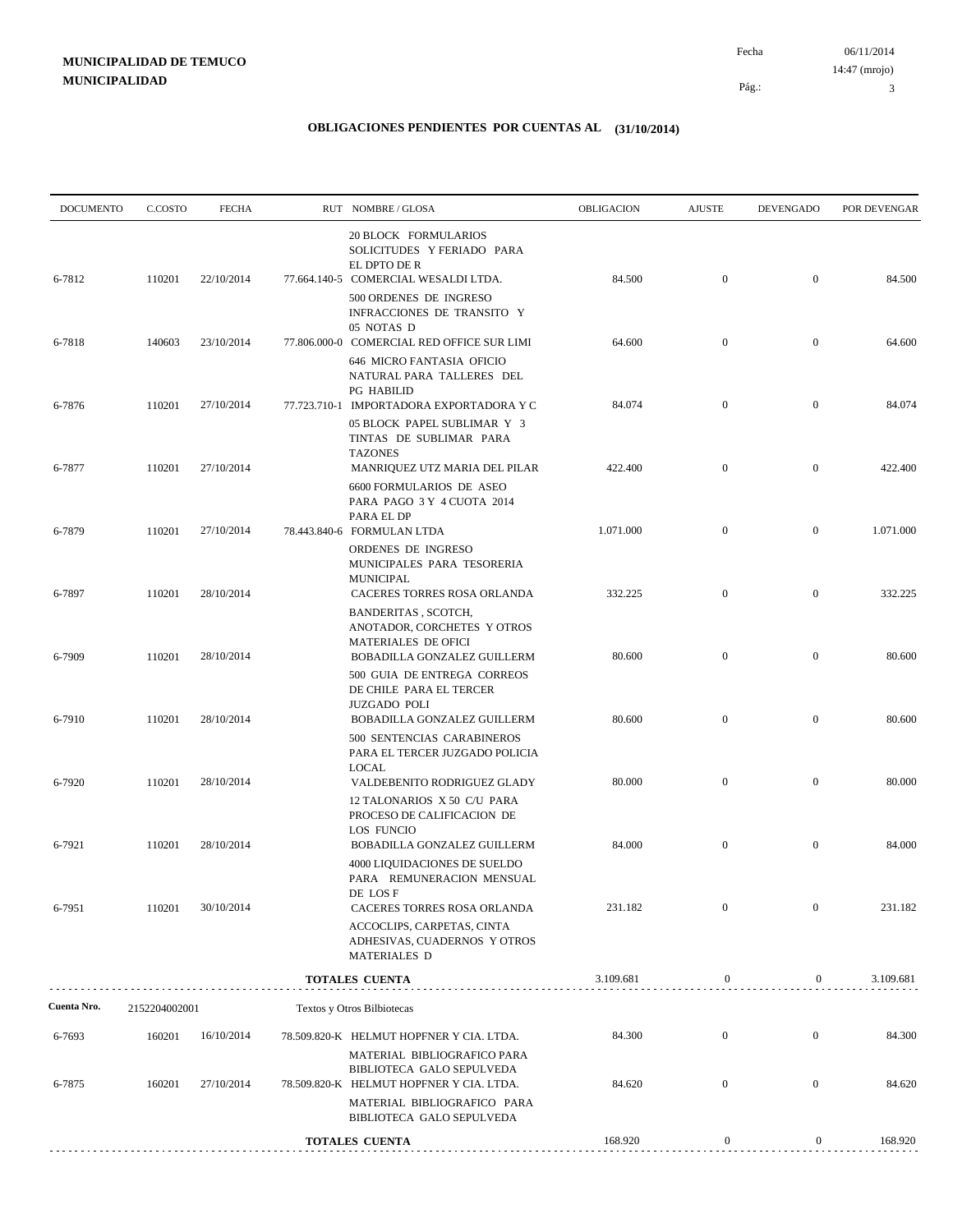**MUNICIPALIDAD DE TEMUCO**
**MUNICIPALIDAD**

Fecha 06/11/2014
14:47 (mrojo)
Pág.: 3

## OBLIGACIONES PENDIENTES POR CUENTAS AL (31/10/2014)

| DOCUMENTO | C.COSTO | FECHA | RUT | NOMBRE / GLOSA | OBLIGACION | AJUSTE | DEVENGADO | POR DEVENGAR |
|---|---|---|---|---|---|---|---|---|
| | | | | 20 BLOCK FORMULARIOS SOLICITUDES Y FERIADO PARA EL DPTO DE R | | | | |
| 6-7812 | 110201 | 22/10/2014 | 77.664.140-5 | COMERCIAL WESALDI LTDA. | 84.500 | 0 | 0 | 84.500 |
| | | | | 500 ORDENES DE INGRESO INFRACCIONES DE TRANSITO Y 05 NOTAS D | | | | |
| 6-7818 | 140603 | 23/10/2014 | 77.806.000-0 | COMERCIAL RED OFFICE SUR LIMI | 64.600 | 0 | 0 | 64.600 |
| | | | | 646 MICRO FANTASIA OFICIO NATURAL PARA TALLERES DEL PG HABILID | | | | |
| 6-7876 | 110201 | 27/10/2014 | 77.723.710-1 | IMPORTADORA EXPORTADORA Y C | 84.074 | 0 | 0 | 84.074 |
| | | | | 05 BLOCK PAPEL SUBLIMAR Y 3 TINTAS DE SUBLIMAR PARA TAZONES | | | | |
| 6-7877 | 110201 | 27/10/2014 | | MANRIQUEZ UTZ MARIA DEL PILAR | 422.400 | 0 | 0 | 422.400 |
| | | | | 6600 FORMULARIOS DE ASEO PARA PAGO 3 Y 4 CUOTA 2014 PARA EL DP | | | | |
| 6-7879 | 110201 | 27/10/2014 | 78.443.840-6 | FORMULAN LTDA | 1.071.000 | 0 | 0 | 1.071.000 |
| | | | | ORDENES DE INGRESO MUNICIPALES PARA TESORERIA MUNICIPAL | | | | |
| 6-7897 | 110201 | 28/10/2014 | | CACERES TORRES ROSA ORLANDA | 332.225 | 0 | 0 | 332.225 |
| | | | | BANDERITAS , SCOTCH, ANOTADOR, CORCHETES Y OTROS MATERIALES DE OFICI | | | | |
| 6-7909 | 110201 | 28/10/2014 | | BOBADILLA GONZALEZ GUILLERM | 80.600 | 0 | 0 | 80.600 |
| | | | | 500 GUIA DE ENTREGA CORREOS DE CHILE PARA EL TERCER JUZGADO POLI | | | | |
| 6-7910 | 110201 | 28/10/2014 | | BOBADILLA GONZALEZ GUILLERM | 80.600 | 0 | 0 | 80.600 |
| | | | | 500 SENTENCIAS CARABINEROS PARA EL TERCER JUZGADO POLICIA LOCAL | | | | |
| 6-7920 | 110201 | 28/10/2014 | | VALDEBENITO RODRIGUEZ GLADY | 80.000 | 0 | 0 | 80.000 |
| | | | | 12 TALONARIOS X 50 C/U PARA PROCESO DE CALIFICACION DE LOS FUNCIO | | | | |
| 6-7921 | 110201 | 28/10/2014 | | BOBADILLA GONZALEZ GUILLERM | 84.000 | 0 | 0 | 84.000 |
| | | | | 4000 LIQUIDACIONES DE SUELDO PARA REMUNERACION MENSUAL DE LOS F | | | | |
| 6-7951 | 110201 | 30/10/2014 | | CACERES TORRES ROSA ORLANDA | 231.182 | 0 | 0 | 231.182 |
| | | | | ACCOCLIPS, CARPETAS, CINTA ADHESIVAS, CUADERNOS Y OTROS MATERIALES D | | | | |
| | | | | **TOTALES CUENTA** | 3.109.681 | 0 | 0 | 3.109.681 |
| **Cuenta Nro.** | 2152204002001 | | | Textos y Otros Bilbiotecas | | | | |
| 6-7693 | 160201 | 16/10/2014 | 78.509.820-K | HELMUT HOPFNER Y CIA. LTDA. | 84.300 | 0 | 0 | 84.300 |
| | | | | MATERIAL BIBLIOGRAFICO PARA BIBLIOTECA GALO SEPULVEDA | | | | |
| 6-7875 | 160201 | 27/10/2014 | 78.509.820-K | HELMUT HOPFNER Y CIA. LTDA. | 84.620 | 0 | 0 | 84.620 |
| | | | | MATERIAL BIBLIOGRAFICO PARA BIBLIOTECA GALO SEPULVEDA | | | | |
| | | | | **TOTALES CUENTA** | 168.920 | 0 | 0 | 168.920 |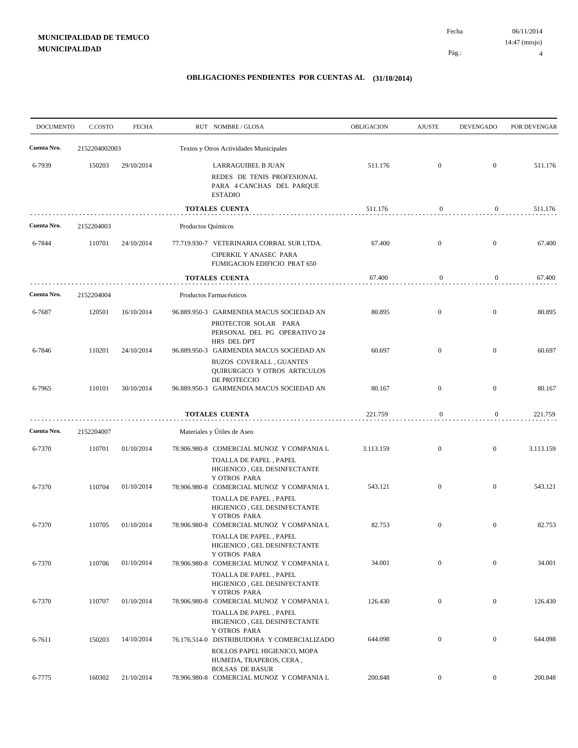**MUNICIPALIDAD DE TEMUCO**
**MUNICIPALIDAD**

Fecha 06/11/2014
14:47 (mrojo)

## OBLIGACIONES PENDIENTES POR CUENTAS AL (31/10/2014)

| DOCUMENTO | C.COSTO | FECHA | RUT NOMBRE / GLOSA | OBLIGACION | AJUSTE | DEVENGADO | POR DEVENGAR |
|---|---|---|---|---|---|---|---|
| **Cuenta Nro.** | 2152204002003 | | Textos y Otros Actividades Municipales | | | | |
| 6-7939 | 150203 | 29/10/2014 | LARRAGUIBEL B JUAN<br>REDES DE TENIS PROFESIONAL PARA 4 CANCHAS DEL PARQUE ESTADIO | 511.176 | 0 | 0 | 511.176 |
| | | | **TOTALES CUENTA** | 511.176 | 0 | 0 | 511.176 |
| **Cuenta Nro.** | 2152204003 | | Productos Químicos | | | | |
| 6-7844 | 110701 | 24/10/2014 | 77.719.930-7 VETERINARIA CORRAL SUR LTDA.<br>CIPERKIL Y ANASEC PARA FUMIGACION EDIFICIO PRAT 650 | 67.400 | 0 | 0 | 67.400 |
| | | | **TOTALES CUENTA** | 67.400 | 0 | 0 | 67.400 |
| **Cuenta Nro.** | 2152204004 | | Productos Farmacéuticos | | | | |
| 6-7687 | 120501 | 16/10/2014 | 96.889.950-3 GARMENDIA MACUS SOCIEDAD AN<br>PROTECTOR SOLAR PARA PERSONAL DEL PG OPERATIVO 24 HRS DEL DPT | 80.895 | 0 | 0 | 80.895 |
| 6-7846 | 110201 | 24/10/2014 | 96.889.950-3 GARMENDIA MACUS SOCIEDAD AN<br>BUZOS COVERALL , GUANTES QUIRURGICO Y OTROS ARTICULOS DE PROTECCIO | 60.697 | 0 | 0 | 60.697 |
| 6-7965 | 110101 | 30/10/2014 | 96.889.950-3 GARMENDIA MACUS SOCIEDAD AN | 80.167 | 0 | 0 | 80.167 |
| | | | **TOTALES CUENTA** | 221.759 | 0 | 0 | 221.759 |
| **Cuenta Nro.** | 2152204007 | | Materiales y Útiles de Aseo | | | | |
| 6-7370 | 110701 | 01/10/2014 | 78.906.980-8 COMERCIAL MUNOZ Y COMPANIA L<br>TOALLA DE PAPEL , PAPEL HIGIENICO , GEL DESINFECTANTE Y OTROS PARA | 3.113.159 | 0 | 0 | 3.113.159 |
| 6-7370 | 110704 | 01/10/2014 | 78.906.980-8 COMERCIAL MUNOZ Y COMPANIA L<br>TOALLA DE PAPEL , PAPEL HIGIENICO , GEL DESINFECTANTE Y OTROS PARA | 543.121 | 0 | 0 | 543.121 |
| 6-7370 | 110705 | 01/10/2014 | 78.906.980-8 COMERCIAL MUNOZ Y COMPANIA L<br>TOALLA DE PAPEL , PAPEL HIGIENICO , GEL DESINFECTANTE Y OTROS PARA | 82.753 | 0 | 0 | 82.753 |
| 6-7370 | 110706 | 01/10/2014 | 78.906.980-8 COMERCIAL MUNOZ Y COMPANIA L<br>TOALLA DE PAPEL , PAPEL HIGIENICO , GEL DESINFECTANTE Y OTROS PARA | 34.001 | 0 | 0 | 34.001 |
| 6-7370 | 110707 | 01/10/2014 | 78.906.980-8 COMERCIAL MUNOZ Y COMPANIA L<br>TOALLA DE PAPEL , PAPEL HIGIENICO , GEL DESINFECTANTE Y OTROS PARA | 126.430 | 0 | 0 | 126.430 |
| 6-7611 | 150203 | 14/10/2014 | 76.176.514-0 DISTRIBUIDORA Y COMERCIALIZADO<br>ROLLOS PAPEL HIGIENICO, MOPA HUMEDA, TRAPEROS, CERA , BOLSAS DE BASUR | 644.098 | 0 | 0 | 644.098 |
| 6-7775 | 160302 | 21/10/2014 | 78.906.980-8 COMERCIAL MUNOZ Y COMPANIA L | 200.848 | 0 | 0 | 200.848 |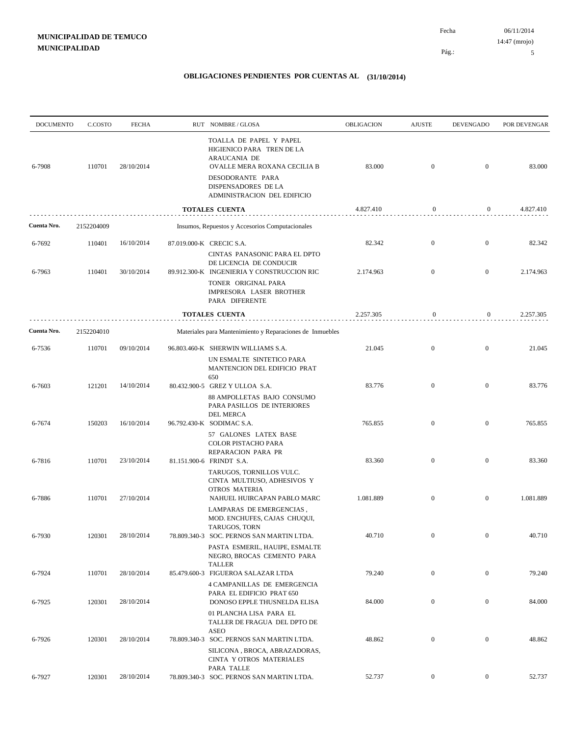**MUNICIPALIDAD DE TEMUCO**
**MUNICIPALIDAD**

Fecha 06/11/2014
14:47 (mrojo)

## OBLIGACIONES PENDIENTES POR CUENTAS AL (31/10/2014)

| DOCUMENTO | C.COSTO | FECHA | RUT | NOMBRE / GLOSA | OBLIGACION | AJUSTE | DEVENGADO | POR DEVENGAR |
|---|---|---|---|---|---|---|---|---|
| | | | | TOALLA DE PAPEL Y PAPEL HIGIENICO PARA TREN DE LA ARAUCANIA DE | | | | |
| 6-7908 | 110701 | 28/10/2014 | | OVALLE MERA ROXANA CECILIA B | 83.000 | 0 | 0 | 83.000 |
| | | | | DESODORANTE PARA DISPENSADORES DE LA ADMINISTRACION DEL EDIFICIO | | | | |
| | | | | **TOTALES CUENTA** | 4.827.410 | 0 | 0 | 4.827.410 |
| **Cuenta Nro.** | 2152204009 | | | Insumos, Repuestos y Accesorios Computacionales | | | | |
| 6-7692 | 110401 | 16/10/2014 | 87.019.000-K | CRECIC S.A. | 82.342 | 0 | 0 | 82.342 |
| | | | | CINTAS PANASONIC PARA EL DPTO DE LICENCIA DE CONDUCIR | | | | |
| 6-7963 | 110401 | 30/10/2014 | 89.912.300-K | INGENIERIA Y CONSTRUCCION RIC | 2.174.963 | 0 | 0 | 2.174.963 |
| | | | | TONER ORIGINAL PARA IMPRESORA LASER BROTHER PARA DIFERENTE | | | | |
| | | | | **TOTALES CUENTA** | 2.257.305 | 0 | 0 | 2.257.305 |
| **Cuenta Nro.** | 2152204010 | | | Materiales para Mantenimiento y Reparaciones de Inmuebles | | | | |
| 6-7536 | 110701 | 09/10/2014 | 96.803.460-K | SHERWIN WILLIAMS S.A. | 21.045 | 0 | 0 | 21.045 |
| | | | | UN ESMALTE SINTETICO PARA MANTENCION DEL EDIFICIO PRAT 650 | | | | |
| 6-7603 | 121201 | 14/10/2014 | 80.432.900-5 | GREZ Y ULLOA S.A. | 83.776 | 0 | 0 | 83.776 |
| | | | | 88 AMPOLLETAS BAJO CONSUMO PARA PASILLOS DE INTERIORES DEL MERCA | | | | |
| 6-7674 | 150203 | 16/10/2014 | 96.792.430-K | SODIMAC S.A. | 765.855 | 0 | 0 | 765.855 |
| | | | | 57 GALONES LATEX BASE COLOR PISTACHO PARA REPARACION PARA PR | | | | |
| 6-7816 | 110701 | 23/10/2014 | 81.151.900-6 | FRINDT S.A. | 83.360 | 0 | 0 | 83.360 |
| | | | | TARUGOS, TORNILLOS VULC. CINTA MULTIUSO, ADHESIVOS Y OTROS MATERIA | | | | |
| 6-7886 | 110701 | 27/10/2014 | | NAHUEL HUIRCAPAN PABLO MARC | 1.081.889 | 0 | 0 | 1.081.889 |
| | | | | LAMPARAS DE EMERGENCIAS , MOD. ENCHUFES, CAJAS CHUQUI, TARUGOS, TORN | | | | |
| 6-7930 | 120301 | 28/10/2014 | 78.809.340-3 | SOC. PERNOS SAN MARTIN LTDA. | 40.710 | 0 | 0 | 40.710 |
| | | | | PASTA ESMERIL, HAUIPE, ESMALTE NEGRO, BROCAS CEMENTO PARA TALLER | | | | |
| 6-7924 | 110701 | 28/10/2014 | 85.479.600-3 | FIGUEROA SALAZAR LTDA | 79.240 | 0 | 0 | 79.240 |
| | | | | 4 CAMPANILLAS DE EMERGENCIA PARA EL EDIFICIO PRAT 650 | | | | |
| 6-7925 | 120301 | 28/10/2014 | | DONOSO EPPLE THUSNELDA ELISA | 84.000 | 0 | 0 | 84.000 |
| | | | | 01 PLANCHA LISA PARA EL TALLER DE FRAGUA DEL DPTO DE ASEO | | | | |
| 6-7926 | 120301 | 28/10/2014 | 78.809.340-3 | SOC. PERNOS SAN MARTIN LTDA. | 48.862 | 0 | 0 | 48.862 |
| | | | | SILICONA , BROCA, ABRAZADORAS, CINTA Y OTROS MATERIALES PARA TALLE | | | | |
| 6-7927 | 120301 | 28/10/2014 | 78.809.340-3 | SOC. PERNOS SAN MARTIN LTDA. | 52.737 | 0 | 0 | 52.737 |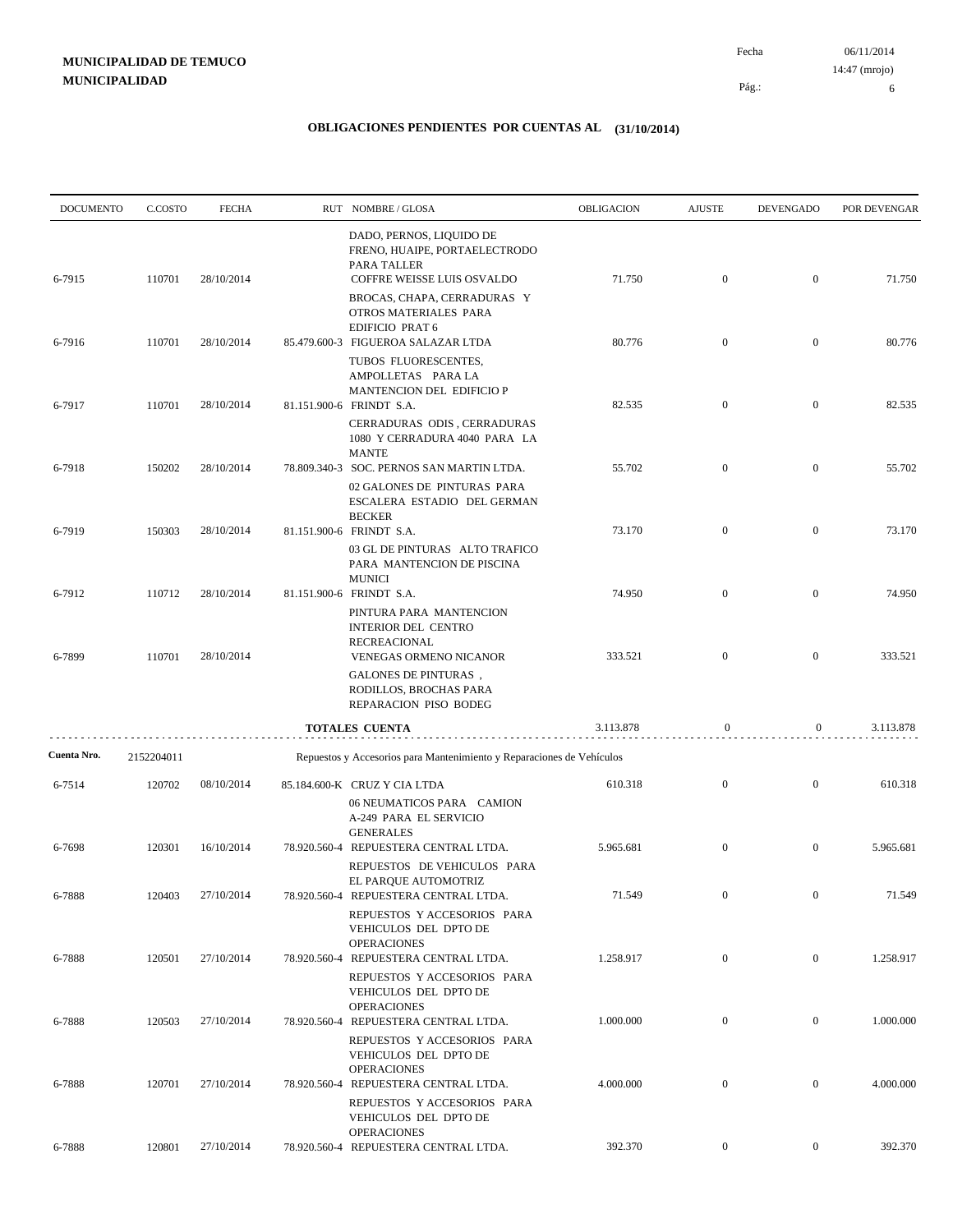**MUNICIPALIDAD DE TEMUCO**
**MUNICIPALIDAD**

Fecha 06/11/2014
14:47 (mrojo)

## OBLIGACIONES PENDIENTES POR CUENTAS AL (31/10/2014)

| DOCUMENTO | C.COSTO | FECHA | RUT | NOMBRE / GLOSA | OBLIGACION | AJUSTE | DEVENGADO | POR DEVENGAR |
|---|---|---|---|---|---|---|---|---|
| | | | | DADO, PERNOS, LIQUIDO DE FRENO, HUAIPE, PORTAELECTRODO PARA TALLER | | | | |
| 6-7915 | 110701 | 28/10/2014 | | COFFRE WEISSE LUIS OSVALDO | 71.750 | 0 | 0 | 71.750 |
| | | | | BROCAS, CHAPA, CERRADURAS Y OTROS MATERIALES PARA EDIFICIO PRAT 6 | | | | |
| 6-7916 | 110701 | 28/10/2014 | 85.479.600-3 | FIGUEROA SALAZAR LTDA | 80.776 | 0 | 0 | 80.776 |
| | | | | TUBOS FLUORESCENTES, AMPOLLETAS PARA LA MANTENCION DEL EDIFICIO P | | | | |
| 6-7917 | 110701 | 28/10/2014 | 81.151.900-6 | FRINDT S.A. | 82.535 | 0 | 0 | 82.535 |
| | | | | CERRADURAS ODIS , CERRADURAS 1080 Y CERRADURA 4040 PARA LA MANTE | | | | |
| 6-7918 | 150202 | 28/10/2014 | 78.809.340-3 | SOC. PERNOS SAN MARTIN LTDA. | 55.702 | 0 | 0 | 55.702 |
| | | | | 02 GALONES DE PINTURAS PARA ESCALERA ESTADIO DEL GERMAN BECKER | | | | |
| 6-7919 | 150303 | 28/10/2014 | 81.151.900-6 | FRINDT S.A. | 73.170 | 0 | 0 | 73.170 |
| | | | | 03 GL DE PINTURAS ALTO TRAFICO PARA MANTENCION DE PISCINA MUNICI | | | | |
| 6-7912 | 110712 | 28/10/2014 | 81.151.900-6 | FRINDT S.A. | 74.950 | 0 | 0 | 74.950 |
| | | | | PINTURA PARA MANTENCION INTERIOR DEL CENTRO RECREACIONAL | | | | |
| 6-7899 | 110701 | 28/10/2014 | | VENEGAS ORMENO NICANOR | 333.521 | 0 | 0 | 333.521 |
| | | | | GALONES DE PINTURAS , RODILLOS, BROCHAS PARA REPARACION PISO BODEG | | | | |
| | | | | **TOTALES CUENTA** | 3.113.878 | 0 | 0 | 3.113.878 |
| **Cuenta Nro.** | 2152204011 | | | Repuestos y Accesorios para Mantenimiento y Reparaciones de Vehículos | | | | |
| 6-7514 | 120702 | 08/10/2014 | 85.184.600-K | CRUZ Y CIA LTDA | 610.318 | 0 | 0 | 610.318 |
| | | | | 06 NEUMATICOS PARA CAMION A-249 PARA EL SERVICIO GENERALES | | | | |
| 6-7698 | 120301 | 16/10/2014 | 78.920.560-4 | REPUESTERA CENTRAL LTDA. | 5.965.681 | 0 | 0 | 5.965.681 |
| | | | | REPUESTOS DE VEHICULOS PARA EL PARQUE AUTOMOTRIZ | | | | |
| 6-7888 | 120403 | 27/10/2014 | 78.920.560-4 | REPUESTERA CENTRAL LTDA. | 71.549 | 0 | 0 | 71.549 |
| | | | | REPUESTOS Y ACCESORIOS PARA VEHICULOS DEL DPTO DE OPERACIONES | | | | |
| 6-7888 | 120501 | 27/10/2014 | 78.920.560-4 | REPUESTERA CENTRAL LTDA. | 1.258.917 | 0 | 0 | 1.258.917 |
| | | | | REPUESTOS Y ACCESORIOS PARA VEHICULOS DEL DPTO DE OPERACIONES | | | | |
| 6-7888 | 120503 | 27/10/2014 | 78.920.560-4 | REPUESTERA CENTRAL LTDA. | 1.000.000 | 0 | 0 | 1.000.000 |
| | | | | REPUESTOS Y ACCESORIOS PARA VEHICULOS DEL DPTO DE OPERACIONES | | | | |
| 6-7888 | 120701 | 27/10/2014 | 78.920.560-4 | REPUESTERA CENTRAL LTDA. | 4.000.000 | 0 | 0 | 4.000.000 |
| | | | | REPUESTOS Y ACCESORIOS PARA VEHICULOS DEL DPTO DE OPERACIONES | | | | |
| 6-7888 | 120801 | 27/10/2014 | 78.920.560-4 | REPUESTERA CENTRAL LTDA. | 392.370 | 0 | 0 | 392.370 |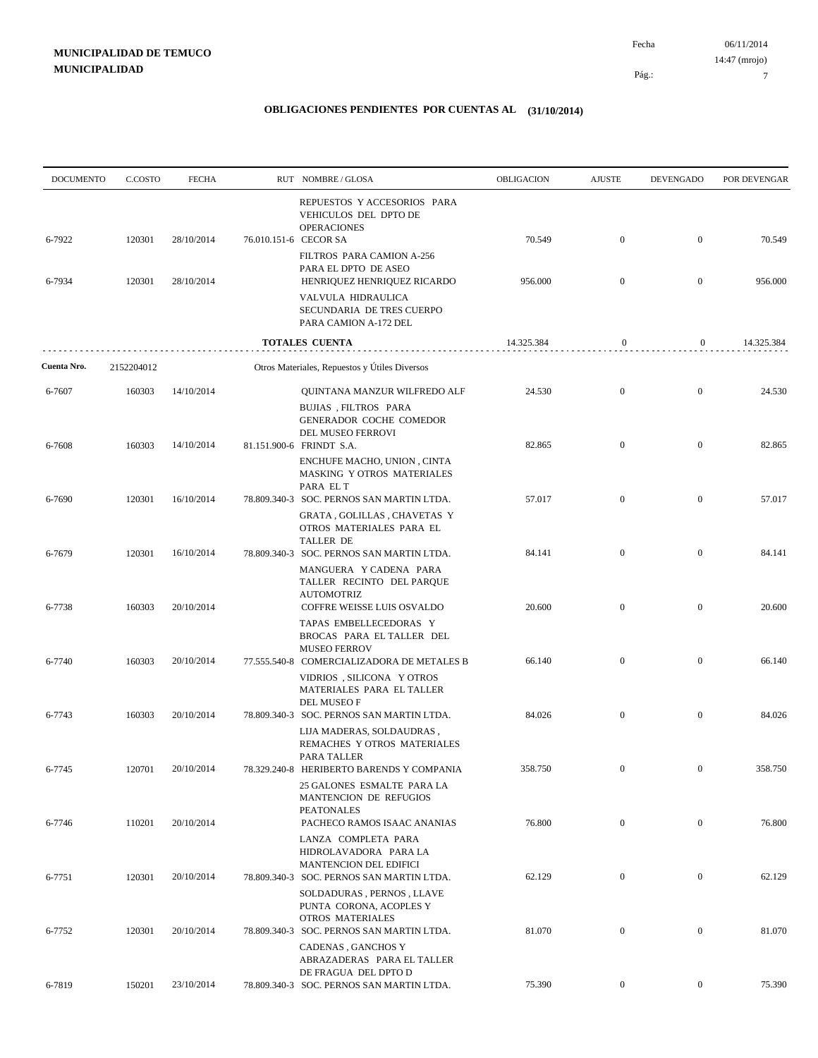**MUNICIPALIDAD DE TEMUCO**
**MUNICIPALIDAD**

Fecha 06/11/2014
14:47 (mrojo)

## OBLIGACIONES PENDIENTES POR CUENTAS AL (31/10/2014)

| DOCUMENTO | C.COSTO | FECHA | RUT | NOMBRE / GLOSA | OBLIGACION | AJUSTE | DEVENGADO | POR DEVENGAR |
|---|---|---|---|---|---|---|---|---|
| | | | | REPUESTOS Y ACCESORIOS PARA VEHICULOS DEL DPTO DE OPERACIONES | | | | |
| 6-7922 | 120301 | 28/10/2014 | 76.010.151-6 | CECOR SA | 70.549 | 0 | 0 | 70.549 |
| | | | | FILTROS PARA CAMION A-256 PARA EL DPTO DE ASEO | | | | |
| 6-7934 | 120301 | 28/10/2014 | | HENRIQUEZ HENRIQUEZ RICARDO | 956.000 | 0 | 0 | 956.000 |
| | | | | VALVULA HIDRAULICA SECUNDARIA DE TRES CUERPO PARA CAMION A-172 DEL | | | | |
| | | | | **TOTALES CUENTA** | 14.325.384 | 0 | 0 | 14.325.384 |

**Cuenta Nro.** 2152204012 — Otros Materiales, Repuestos y Útiles Diversos

| DOCUMENTO | C.COSTO | FECHA | RUT | NOMBRE / GLOSA | OBLIGACION | AJUSTE | DEVENGADO | POR DEVENGAR |
|---|---|---|---|---|---|---|---|---|
| 6-7607 | 160303 | 14/10/2014 | | QUINTANA MANZUR WILFREDO ALF | 24.530 | 0 | 0 | 24.530 |
| | | | | BUJIAS , FILTROS PARA GENERADOR COCHE COMEDOR DEL MUSEO FERROVI | | | | |
| 6-7608 | 160303 | 14/10/2014 | 81.151.900-6 | FRINDT S.A. | 82.865 | 0 | 0 | 82.865 |
| | | | | ENCHUFE MACHO, UNION , CINTA MASKING Y OTROS MATERIALES PARA EL T | | | | |
| 6-7690 | 120301 | 16/10/2014 | 78.809.340-3 | SOC. PERNOS SAN MARTIN LTDA. | 57.017 | 0 | 0 | 57.017 |
| | | | | GRATA , GOLILLAS , CHAVETAS Y OTROS MATERIALES PARA EL TALLER DE | | | | |
| 6-7679 | 120301 | 16/10/2014 | 78.809.340-3 | SOC. PERNOS SAN MARTIN LTDA. | 84.141 | 0 | 0 | 84.141 |
| | | | | MANGUERA Y CADENA PARA TALLER RECINTO DEL PARQUE AUTOMOTRIZ | | | | |
| 6-7738 | 160303 | 20/10/2014 | | COFFRE WEISSE LUIS OSVALDO | 20.600 | 0 | 0 | 20.600 |
| | | | | TAPAS EMBELLECEDORAS Y BROCAS PARA EL TALLER DEL MUSEO FERROV | | | | |
| 6-7740 | 160303 | 20/10/2014 | 77.555.540-8 | COMERCIALIZADORA DE METALES B | 66.140 | 0 | 0 | 66.140 |
| | | | | VIDRIOS , SILICONA Y OTROS MATERIALES PARA EL TALLER DEL MUSEO F | | | | |
| 6-7743 | 160303 | 20/10/2014 | 78.809.340-3 | SOC. PERNOS SAN MARTIN LTDA. | 84.026 | 0 | 0 | 84.026 |
| | | | | LIJA MADERAS, SOLDAUDRAS , REMACHES Y OTROS MATERIALES PARA TALLER | | | | |
| 6-7745 | 120701 | 20/10/2014 | 78.329.240-8 | HERIBERTO BARENDS Y COMPANIA | 358.750 | 0 | 0 | 358.750 |
| | | | | 25 GALONES ESMALTE PARA LA MANTENCION DE REFUGIOS PEATONALES | | | | |
| 6-7746 | 110201 | 20/10/2014 | | PACHECO RAMOS ISAAC ANANIAS | 76.800 | 0 | 0 | 76.800 |
| | | | | LANZA COMPLETA PARA HIDROLAVADORA PARA LA MANTENCION DEL EDIFICI | | | | |
| 6-7751 | 120301 | 20/10/2014 | 78.809.340-3 | SOC. PERNOS SAN MARTIN LTDA. | 62.129 | 0 | 0 | 62.129 |
| | | | | SOLDADURAS , PERNOS , LLAVE PUNTA CORONA, ACOPLES Y OTROS MATERIALES | | | | |
| 6-7752 | 120301 | 20/10/2014 | 78.809.340-3 | SOC. PERNOS SAN MARTIN LTDA. | 81.070 | 0 | 0 | 81.070 |
| | | | | CADENAS , GANCHOS Y ABRAZADERAS PARA EL TALLER DE FRAGUA DEL DPTO D | | | | |
| 6-7819 | 150201 | 23/10/2014 | 78.809.340-3 | SOC. PERNOS SAN MARTIN LTDA. | 75.390 | 0 | 0 | 75.390 |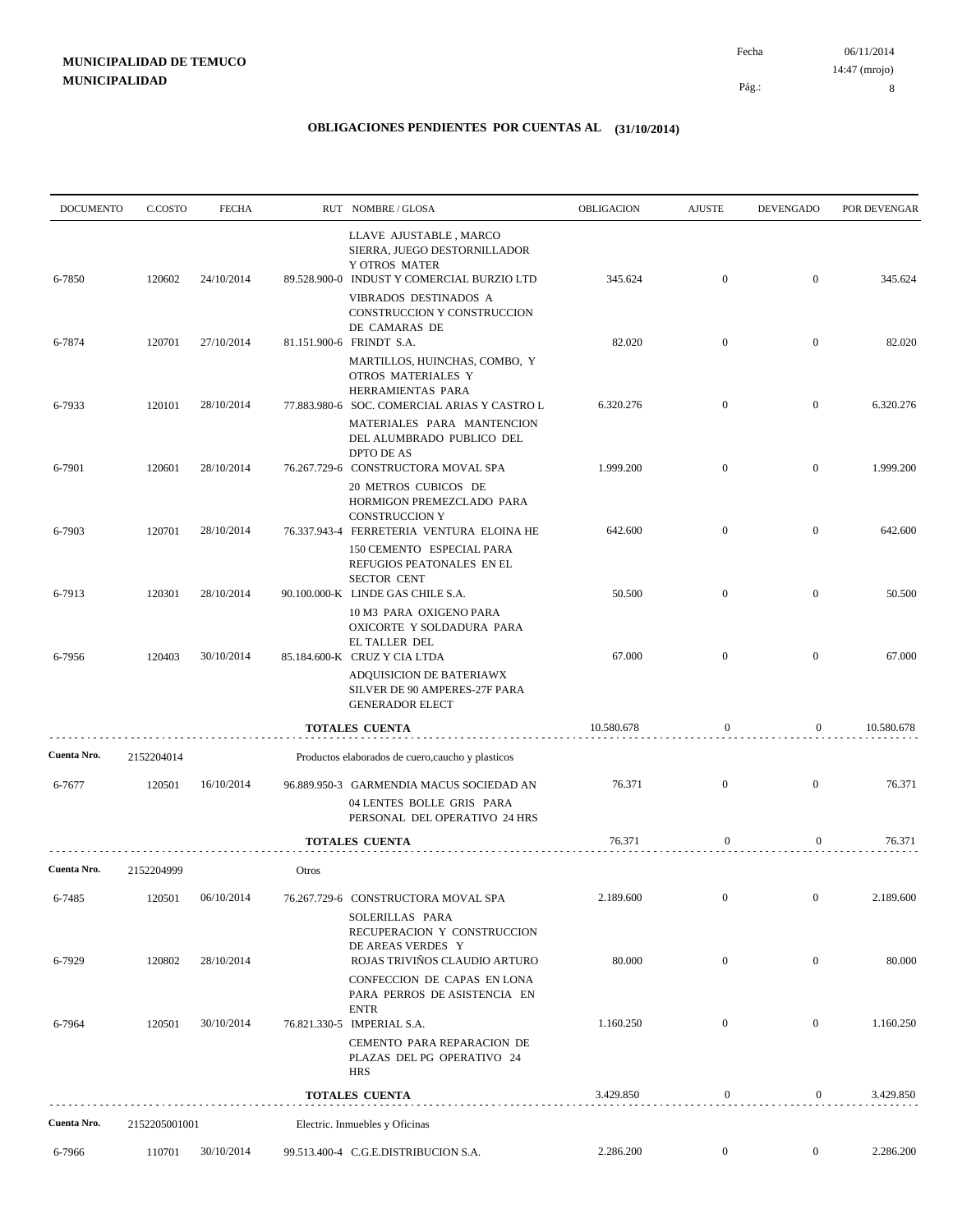**MUNICIPALIDAD DE TEMUCO**
**MUNICIPALIDAD**

Fecha 06/11/2014
14:47 (mrojo)
Pág.: 8

## OBLIGACIONES PENDIENTES POR CUENTAS AL (31/10/2014)

| DOCUMENTO | C.COSTO | FECHA | RUT NOMBRE / GLOSA | OBLIGACION | AJUSTE | DEVENGADO | POR DEVENGAR |
|---|---|---|---|---|---|---|---|
| | | | LLAVE AJUSTABLE , MARCO SIERRA, JUEGO DESTORNILLADOR Y OTROS MATER | | | | |
| 6-7850 | 120602 | 24/10/2014 | 89.528.900-0 INDUST Y COMERCIAL BURZIO LTD | 345.624 | 0 | 0 | 345.624 |
| | | | VIBRADOS DESTINADOS A CONSTRUCCION Y CONSTRUCCION DE CAMARAS DE | | | | |
| 6-7874 | 120701 | 27/10/2014 | 81.151.900-6 FRINDT S.A. | 82.020 | 0 | 0 | 82.020 |
| | | | MARTILLOS, HUINCHAS, COMBO, Y OTROS MATERIALES Y HERRAMIENTAS PARA | | | | |
| 6-7933 | 120101 | 28/10/2014 | 77.883.980-6 SOC. COMERCIAL ARIAS Y CASTRO L | 6.320.276 | 0 | 0 | 6.320.276 |
| | | | MATERIALES PARA MANTENCION DEL ALUMBRADO PUBLICO DEL DPTO DE AS | | | | |
| 6-7901 | 120601 | 28/10/2014 | 76.267.729-6 CONSTRUCTORA MOVAL SPA | 1.999.200 | 0 | 0 | 1.999.200 |
| | | | 20 METROS CUBICOS DE HORMIGON PREMEZCLADO PARA CONSTRUCCION Y | | | | |
| 6-7903 | 120701 | 28/10/2014 | 76.337.943-4 FERRETERIA VENTURA ELOINA HE | 642.600 | 0 | 0 | 642.600 |
| | | | 150 CEMENTO ESPECIAL PARA REFUGIOS PEATONALES EN EL SECTOR CENT | | | | |
| 6-7913 | 120301 | 28/10/2014 | 90.100.000-K LINDE GAS CHILE S.A. | 50.500 | 0 | 0 | 50.500 |
| | | | 10 M3 PARA OXIGENO PARA OXICORTE Y SOLDADURA PARA EL TALLER DEL | | | | |
| 6-7956 | 120403 | 30/10/2014 | 85.184.600-K CRUZ Y CIA LTDA | 67.000 | 0 | 0 | 67.000 |
| | | | ADQUISICION DE BATERIAWX SILVER DE 90 AMPERES-27F PARA GENERADOR ELECT | | | | |
| | | | **TOTALES CUENTA** | 10.580.678 | 0 | 0 | 10.580.678 |
| **Cuenta Nro.** | 2152204014 | | Productos elaborados de cuero,caucho y plasticos | | | | |
| 6-7677 | 120501 | 16/10/2014 | 96.889.950-3 GARMENDIA MACUS SOCIEDAD AN | 76.371 | 0 | 0 | 76.371 |
| | | | 04 LENTES BOLLE GRIS PARA PERSONAL DEL OPERATIVO 24 HRS | | | | |
| | | | **TOTALES CUENTA** | 76.371 | 0 | 0 | 76.371 |
| **Cuenta Nro.** | 2152204999 | | Otros | | | | |
| 6-7485 | 120501 | 06/10/2014 | 76.267.729-6 CONSTRUCTORA MOVAL SPA | 2.189.600 | 0 | 0 | 2.189.600 |
| | | | SOLERILLAS PARA RECUPERACION Y CONSTRUCCION DE AREAS VERDES Y | | | | |
| 6-7929 | 120802 | 28/10/2014 | ROJAS TRIVIÑOS CLAUDIO ARTURO | 80.000 | 0 | 0 | 80.000 |
| | | | CONFECCION DE CAPAS EN LONA PARA PERROS DE ASISTENCIA EN ENTR | | | | |
| 6-7964 | 120501 | 30/10/2014 | 76.821.330-5 IMPERIAL S.A. | 1.160.250 | 0 | 0 | 1.160.250 |
| | | | CEMENTO PARA REPARACION DE PLAZAS DEL PG OPERATIVO 24 HRS | | | | |
| | | | **TOTALES CUENTA** | 3.429.850 | 0 | 0 | 3.429.850 |
| **Cuenta Nro.** | 2152205001001 | | Electric. Inmuebles y Oficinas | | | | |
| 6-7966 | 110701 | 30/10/2014 | 99.513.400-4 C.G.E.DISTRIBUCION S.A. | 2.286.200 | 0 | 0 | 2.286.200 |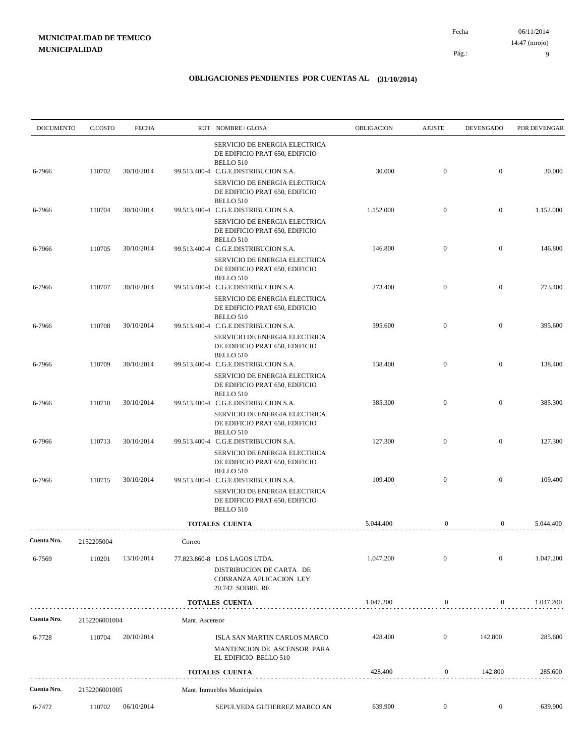**MUNICIPALIDAD DE TEMUCO**
**MUNICIPALIDAD**

Fecha 06/11/2014
14:47 (mrojo)
Pág.: 9

## OBLIGACIONES PENDIENTES POR CUENTAS AL (31/10/2014)

| DOCUMENTO | C.COSTO | FECHA | RUT NOMBRE / GLOSA | OBLIGACION | AJUSTE | DEVENGADO | POR DEVENGAR |
|---|---|---|---|---|---|---|---|
| | | | SERVICIO DE ENERGIA ELECTRICA DE EDIFICIO PRAT 650, EDIFICIO BELLO 510 | | | | |
| 6-7966 | 110702 | 30/10/2014 | 99.513.400-4 C.G.E.DISTRIBUCION S.A. SERVICIO DE ENERGIA ELECTRICA DE EDIFICIO PRAT 650, EDIFICIO BELLO 510 | 30.000 | 0 | 0 | 30.000 |
| 6-7966 | 110704 | 30/10/2014 | 99.513.400-4 C.G.E.DISTRIBUCION S.A. SERVICIO DE ENERGIA ELECTRICA DE EDIFICIO PRAT 650, EDIFICIO BELLO 510 | 1.152.000 | 0 | 0 | 1.152.000 |
| 6-7966 | 110705 | 30/10/2014 | 99.513.400-4 C.G.E.DISTRIBUCION S.A. SERVICIO DE ENERGIA ELECTRICA DE EDIFICIO PRAT 650, EDIFICIO BELLO 510 | 146.800 | 0 | 0 | 146.800 |
| 6-7966 | 110707 | 30/10/2014 | 99.513.400-4 C.G.E.DISTRIBUCION S.A. SERVICIO DE ENERGIA ELECTRICA DE EDIFICIO PRAT 650, EDIFICIO BELLO 510 | 273.400 | 0 | 0 | 273.400 |
| 6-7966 | 110708 | 30/10/2014 | 99.513.400-4 C.G.E.DISTRIBUCION S.A. SERVICIO DE ENERGIA ELECTRICA DE EDIFICIO PRAT 650, EDIFICIO BELLO 510 | 395.600 | 0 | 0 | 395.600 |
| 6-7966 | 110709 | 30/10/2014 | 99.513.400-4 C.G.E.DISTRIBUCION S.A. SERVICIO DE ENERGIA ELECTRICA DE EDIFICIO PRAT 650, EDIFICIO BELLO 510 | 138.400 | 0 | 0 | 138.400 |
| 6-7966 | 110710 | 30/10/2014 | 99.513.400-4 C.G.E.DISTRIBUCION S.A. SERVICIO DE ENERGIA ELECTRICA DE EDIFICIO PRAT 650, EDIFICIO BELLO 510 | 385.300 | 0 | 0 | 385.300 |
| 6-7966 | 110713 | 30/10/2014 | 99.513.400-4 C.G.E.DISTRIBUCION S.A. SERVICIO DE ENERGIA ELECTRICA DE EDIFICIO PRAT 650, EDIFICIO BELLO 510 | 127.300 | 0 | 0 | 127.300 |
| 6-7966 | 110715 | 30/10/2014 | 99.513.400-4 C.G.E.DISTRIBUCION S.A. SERVICIO DE ENERGIA ELECTRICA DE EDIFICIO PRAT 650, EDIFICIO BELLO 510 | 109.400 | 0 | 0 | 109.400 |
| | | | **TOTALES CUENTA** | 5.044.400 | 0 | 0 | 5.044.400 |
| **Cuenta Nro.** | 2152205004 | | Correo | | | | |
| 6-7569 | 110201 | 13/10/2014 | 77.823.860-8 LOS LAGOS LTDA. DISTRIBUCION DE CARTA DE COBRANZA APLICACION LEY 20.742 SOBRE RE | 1.047.200 | 0 | 0 | 1.047.200 |
| | | | **TOTALES CUENTA** | 1.047.200 | 0 | 0 | 1.047.200 |
| **Cuenta Nro.** | 2152206001004 | | Mant. Ascensor | | | | |
| 6-7728 | 110704 | 20/10/2014 | ISLA SAN MARTIN CARLOS MARCO MANTENCION DE ASCENSOR PARA EL EDIFICIO BELLO 510 | 428.400 | 0 | 142.800 | 285.600 |
| | | | **TOTALES CUENTA** | 428.400 | 0 | 142.800 | 285.600 |
| **Cuenta Nro.** | 2152206001005 | | Mant. Inmuebles Municipales | | | | |
| 6-7472 | 110702 | 06/10/2014 | SEPULVEDA GUTIERREZ MARCO AN | 639.900 | 0 | 0 | 639.900 |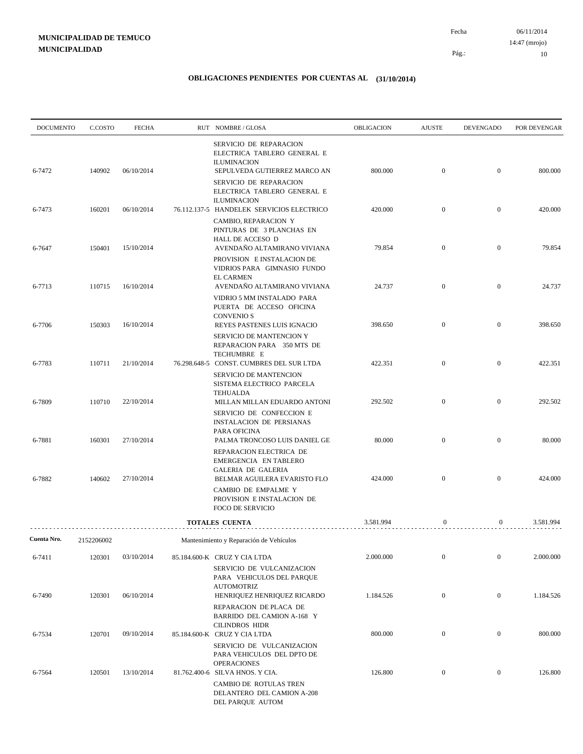**MUNICIPALIDAD DE TEMUCO**
**MUNICIPALIDAD**

Fecha 06/11/2014
14:47 (mrojo)
Pág.: 10

## OBLIGACIONES PENDIENTES POR CUENTAS AL (31/10/2014)

| DOCUMENTO | C.COSTO | FECHA | RUT | NOMBRE / GLOSA | OBLIGACION | AJUSTE | DEVENGADO | POR DEVENGAR |
|---|---|---|---|---|---|---|---|---|
| | | | | SERVICIO DE REPARACION ELECTRICA TABLERO GENERAL E ILUMINACION | | | | |
| 6-7472 | 140902 | 06/10/2014 | | SEPULVEDA GUTIERREZ MARCO AN | 800.000 | 0 | 0 | 800.000 |
| | | | | SERVICIO DE REPARACION ELECTRICA TABLERO GENERAL E ILUMINACION | | | | |
| 6-7473 | 160201 | 06/10/2014 | 76.112.137-5 | HANDELEK SERVICIOS ELECTRICO | 420.000 | 0 | 0 | 420.000 |
| | | | | CAMBIO, REPARACION Y PINTURAS DE 3 PLANCHAS EN HALL DE ACCESO D | | | | |
| 6-7647 | 150401 | 15/10/2014 | | AVENDAÑO ALTAMIRANO VIVIANA | 79.854 | 0 | 0 | 79.854 |
| | | | | PROVISION E INSTALACION DE VIDRIOS PARA GIMNASIO FUNDO EL CARMEN | | | | |
| 6-7713 | 110715 | 16/10/2014 | | AVENDAÑO ALTAMIRANO VIVIANA | 24.737 | 0 | 0 | 24.737 |
| | | | | VIDRIO 5 MM INSTALADO PARA PUERTA DE ACCESO OFICINA CONVENIO S | | | | |
| 6-7706 | 150303 | 16/10/2014 | | REYES PASTENES LUIS IGNACIO | 398.650 | 0 | 0 | 398.650 |
| | | | | SERVICIO DE MANTENCION Y REPARACION PARA 350 MTS DE TECHUMBRE E | | | | |
| 6-7783 | 110711 | 21/10/2014 | 76.298.648-5 | CONST. CUMBRES DEL SUR LTDA | 422.351 | 0 | 0 | 422.351 |
| | | | | SERVICIO DE MANTENCION SISTEMA ELECTRICO PARCELA TEHUALDA | | | | |
| 6-7809 | 110710 | 22/10/2014 | | MILLAN MILLAN EDUARDO ANTONI | 292.502 | 0 | 0 | 292.502 |
| | | | | SERVICIO DE CONFECCION E INSTALACION DE PERSIANAS PARA OFICINA | | | | |
| 6-7881 | 160301 | 27/10/2014 | | PALMA TRONCOSO LUIS DANIEL GE | 80.000 | 0 | 0 | 80.000 |
| | | | | REPARACION ELECTRICA DE EMERGENCIA EN TABLERO GALERIA DE GALERIA | | | | |
| 6-7882 | 140602 | 27/10/2014 | | BELMAR AGUILERA EVARISTO FLO | 424.000 | 0 | 0 | 424.000 |
| | | | | CAMBIO DE EMPALME Y PROVISION E INSTALACION DE FOCO DE SERVICIO | | | | |
| | | | | **TOTALES CUENTA** | 3.581.994 | 0 | 0 | 3.581.994 |
| **Cuenta Nro.** | 2152206002 | | | Mantenimiento y Reparación de Vehículos | | | | |
| 6-7411 | 120301 | 03/10/2014 | 85.184.600-K | CRUZ Y CIA LTDA | 2.000.000 | 0 | 0 | 2.000.000 |
| | | | | SERVICIO DE VULCANIZACION PARA VEHICULOS DEL PARQUE AUTOMOTRIZ | | | | |
| 6-7490 | 120301 | 06/10/2014 | | HENRIQUEZ HENRIQUEZ RICARDO | 1.184.526 | 0 | 0 | 1.184.526 |
| | | | | REPARACION DE PLACA DE BARRIDO DEL CAMION A-168 Y CILINDROS HIDR | | | | |
| 6-7534 | 120701 | 09/10/2014 | 85.184.600-K | CRUZ Y CIA LTDA | 800.000 | 0 | 0 | 800.000 |
| | | | | SERVICIO DE VULCANIZACION PARA VEHICULOS DEL DPTO DE OPERACIONES | | | | |
| 6-7564 | 120501 | 13/10/2014 | 81.762.400-6 | SILVA HNOS. Y CIA. | 126.800 | 0 | 0 | 126.800 |
| | | | | CAMBIO DE ROTULAS TREN DELANTERO DEL CAMION A-208 DEL PARQUE AUTOM | | | | |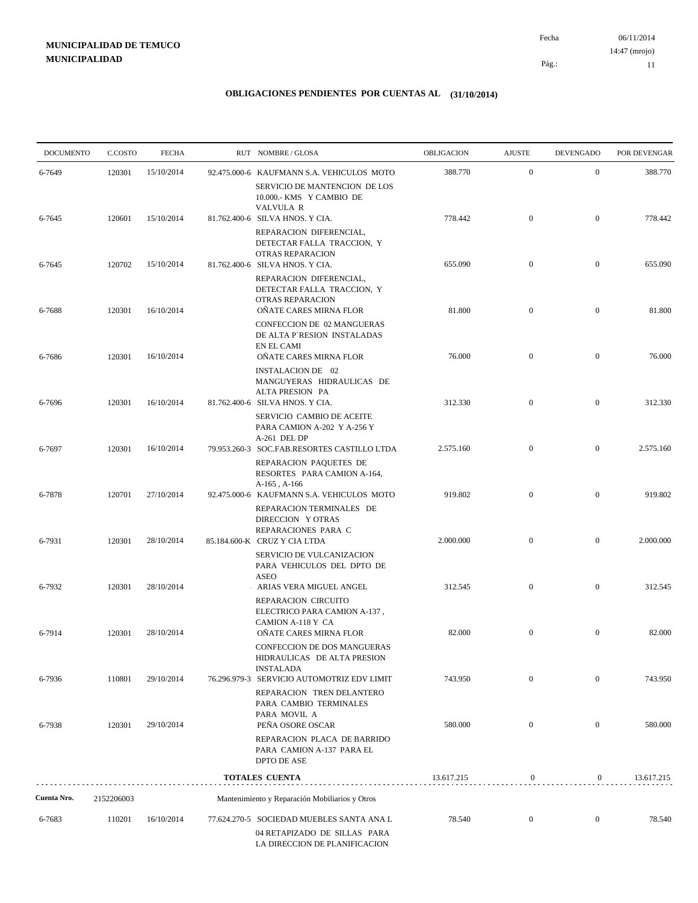**MUNICIPALIDAD DE TEMUCO**
**MUNICIPALIDAD**

Fecha 06/11/2014
14:47 (mrojo)

## OBLIGACIONES PENDIENTES POR CUENTAS AL (31/10/2014)

| DOCUMENTO | C.COSTO | FECHA | RUT NOMBRE / GLOSA | OBLIGACION | AJUSTE | DEVENGADO | POR DEVENGAR |
|---|---|---|---|---|---|---|---|
| 6-7649 | 120301 | 15/10/2014 | 92.475.000-6 KAUFMANN S.A. VEHICULOS MOTO<br>SERVICIO DE MANTENCION DE LOS 10.000.- KMS Y CAMBIO DE VALVULA R | 388.770 | 0 | 0 | 388.770 |
| 6-7645 | 120601 | 15/10/2014 | 81.762.400-6 SILVA HNOS. Y CIA.<br>REPARACION DIFERENCIAL, DETECTAR FALLA TRACCION, Y OTRAS REPARACION | 778.442 | 0 | 0 | 778.442 |
| 6-7645 | 120702 | 15/10/2014 | 81.762.400-6 SILVA HNOS. Y CIA.<br>REPARACION DIFERENCIAL, DETECTAR FALLA TRACCION, Y OTRAS REPARACION | 655.090 | 0 | 0 | 655.090 |
| 6-7688 | 120301 | 16/10/2014 | OÑATE CARES MIRNA FLOR<br>CONFECCION DE 02 MANGUERAS DE ALTA P`RESION INSTALADAS EN EL CAMI | 81.800 | 0 | 0 | 81.800 |
| 6-7686 | 120301 | 16/10/2014 | OÑATE CARES MIRNA FLOR<br>INSTALACION DE 02 MANGUYERAS HIDRAULICAS DE ALTA PRESION PA | 76.000 | 0 | 0 | 76.000 |
| 6-7696 | 120301 | 16/10/2014 | 81.762.400-6 SILVA HNOS. Y CIA.<br>SERVICIO CAMBIO DE ACEITE PARA CAMION A-202 Y A-256 Y A-261 DEL DP | 312.330 | 0 | 0 | 312.330 |
| 6-7697 | 120301 | 16/10/2014 | 79.953.260-3 SOC.FAB.RESORTES CASTILLO LTDA<br>REPARACION PAQUETES DE RESORTES PARA CAMION A-164, A-165 , A-166 | 2.575.160 | 0 | 0 | 2.575.160 |
| 6-7878 | 120701 | 27/10/2014 | 92.475.000-6 KAUFMANN S.A. VEHICULOS MOTO<br>REPARACION TERMINALES DE DIRECCION Y OTRAS REPARACIONES PARA C | 919.802 | 0 | 0 | 919.802 |
| 6-7931 | 120301 | 28/10/2014 | 85.184.600-K CRUZ Y CIA LTDA<br>SERVICIO DE VULCANIZACION PARA VEHICULOS DEL DPTO DE ASEO | 2.000.000 | 0 | 0 | 2.000.000 |
| 6-7932 | 120301 | 28/10/2014 | ARIAS VERA MIGUEL ANGEL<br>REPARACION CIRCUITO ELECTRICO PARA CAMION A-137 , CAMION A-118 Y CA | 312.545 | 0 | 0 | 312.545 |
| 6-7914 | 120301 | 28/10/2014 | OÑATE CARES MIRNA FLOR<br>CONFECCION DE DOS MANGUERAS HIDRAULICAS DE ALTA PRESION INSTALADA | 82.000 | 0 | 0 | 82.000 |
| 6-7936 | 110801 | 29/10/2014 | 76.296.979-3 SERVICIO AUTOMOTRIZ EDV LIMIT<br>REPARACION TREN DELANTERO PARA CAMBIO TERMINALES PARA MOVIL A | 743.950 | 0 | 0 | 743.950 |
| 6-7938 | 120301 | 29/10/2014 | PEÑA OSORE OSCAR<br>REPARACION PLACA DE BARRIDO PARA CAMION A-137 PARA EL DPTO DE ASE | 580.000 | 0 | 0 | 580.000 |
| | | | **TOTALES CUENTA** | 13.617.215 | 0 | 0 | 13.617.215 |

**Cuenta Nro.** 2152206003 Mantenimiento y Reparación Mobiliarios y Otros

| DOCUMENTO | C.COSTO | FECHA | RUT NOMBRE / GLOSA | OBLIGACION | AJUSTE | DEVENGADO | POR DEVENGAR |
|---|---|---|---|---|---|---|---|
| 6-7683 | 110201 | 16/10/2014 | 77.624.270-5 SOCIEDAD MUEBLES SANTA ANA L<br>04 RETAPIZADO DE SILLAS PARA LA DIRECCION DE PLANIFICACION | 78.540 | 0 | 0 | 78.540 |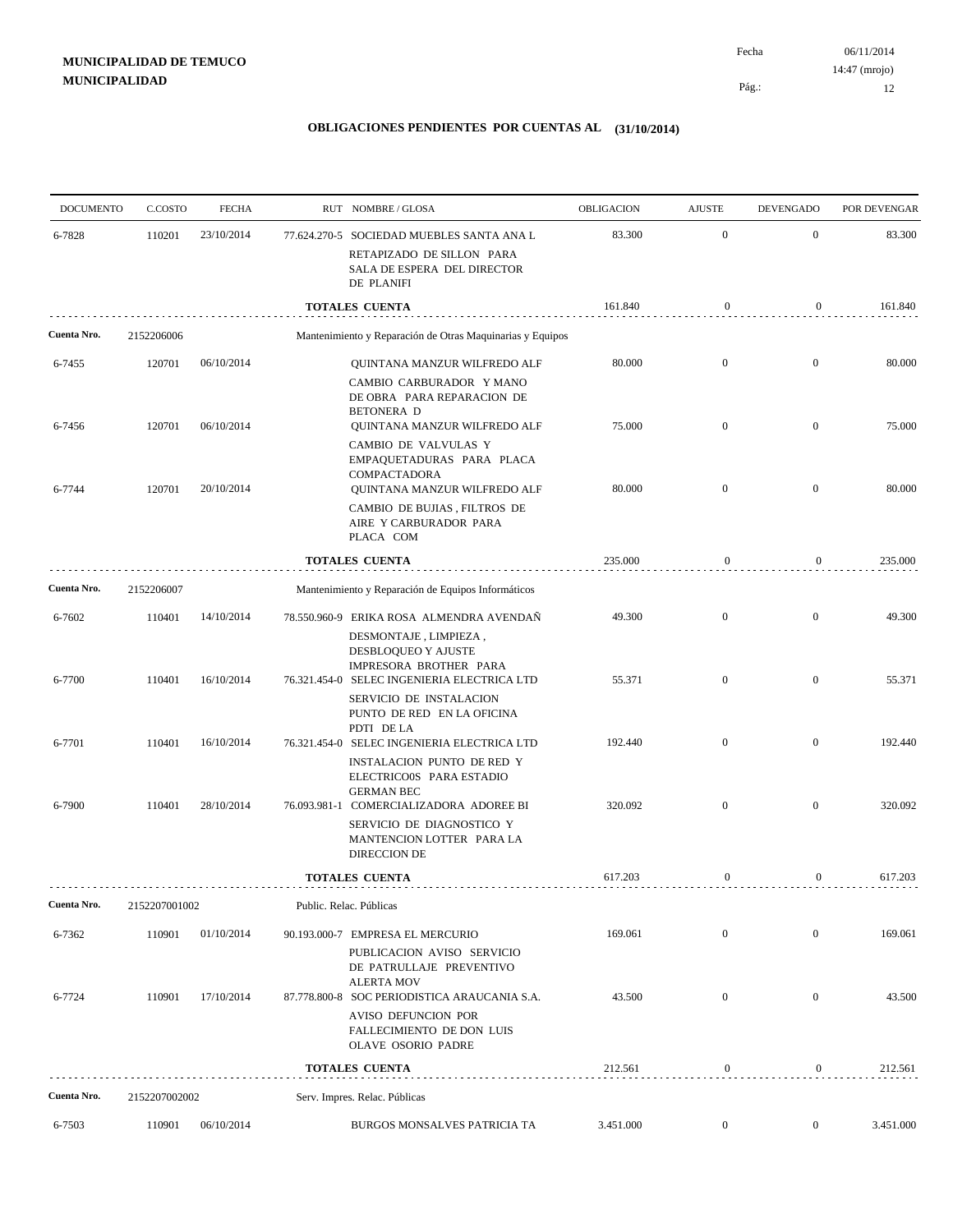**MUNICIPALIDAD DE TEMUCO**
**MUNICIPALIDAD**

Fecha 06/11/2014
14:47 (mrojo)

## OBLIGACIONES PENDIENTES POR CUENTAS AL (31/10/2014)

| DOCUMENTO | C.COSTO | FECHA | RUT NOMBRE / GLOSA | OBLIGACION | AJUSTE | DEVENGADO | POR DEVENGAR |
|---|---|---|---|---|---|---|---|
| 6-7828 | 110201 | 23/10/2014 | 77.624.270-5 SOCIEDAD MUEBLES SANTA ANA L<br>RETAPIZADO DE SILLON PARA SALA DE ESPERA DEL DIRECTOR DE PLANIFI | 83.300 | 0 | 0 | 83.300 |
| | | | **TOTALES CUENTA** | 161.840 | 0 | 0 | 161.840 |
| **Cuenta Nro.** | 2152206006 | | Mantenimiento y Reparación de Otras Maquinarias y Equipos | | | | |
| 6-7455 | 120701 | 06/10/2014 | QUINTANA MANZUR WILFREDO ALF<br>CAMBIO CARBURADOR Y MANO DE OBRA PARA REPARACION DE BETONERA D | 80.000 | 0 | 0 | 80.000 |
| 6-7456 | 120701 | 06/10/2014 | QUINTANA MANZUR WILFREDO ALF<br>CAMBIO DE VALVULAS Y EMPAQUETADURAS PARA PLACA COMPACTADORA | 75.000 | 0 | 0 | 75.000 |
| 6-7744 | 120701 | 20/10/2014 | QUINTANA MANZUR WILFREDO ALF<br>CAMBIO DE BUJIAS , FILTROS DE AIRE Y CARBURADOR PARA PLACA COM | 80.000 | 0 | 0 | 80.000 |
| | | | **TOTALES CUENTA** | 235.000 | 0 | 0 | 235.000 |
| **Cuenta Nro.** | 2152206007 | | Mantenimiento y Reparación de Equipos Informáticos | | | | |
| 6-7602 | 110401 | 14/10/2014 | 78.550.960-9 ERIKA ROSA ALMENDRA AVENDAÑ<br>DESMONTAJE , LIMPIEZA , DESBLOQUEO Y AJUSTE IMPRESORA BROTHER PARA | 49.300 | 0 | 0 | 49.300 |
| 6-7700 | 110401 | 16/10/2014 | 76.321.454-0 SELEC INGENIERIA ELECTRICA LTD<br>SERVICIO DE INSTALACION PUNTO DE RED EN LA OFICINA PDTI DE LA | 55.371 | 0 | 0 | 55.371 |
| 6-7701 | 110401 | 16/10/2014 | 76.321.454-0 SELEC INGENIERIA ELECTRICA LTD<br>INSTALACION PUNTO DE RED Y ELECTRICO0S PARA ESTADIO GERMAN BEC | 192.440 | 0 | 0 | 192.440 |
| 6-7900 | 110401 | 28/10/2014 | 76.093.981-1 COMERCIALIZADORA ADOREE BI<br>SERVICIO DE DIAGNOSTICO Y MANTENCION LOTTER PARA LA DIRECCION DE | 320.092 | 0 | 0 | 320.092 |
| | | | **TOTALES CUENTA** | 617.203 | 0 | 0 | 617.203 |
| **Cuenta Nro.** | 2152207001002 | | Public. Relac. Públicas | | | | |
| 6-7362 | 110901 | 01/10/2014 | 90.193.000-7 EMPRESA EL MERCURIO<br>PUBLICACION AVISO SERVICIO DE PATRULLAJE PREVENTIVO ALERTA MOV | 169.061 | 0 | 0 | 169.061 |
| 6-7724 | 110901 | 17/10/2014 | 87.778.800-8 SOC PERIODISTICA ARAUCANIA S.A.<br>AVISO DEFUNCION POR FALLECIMIENTO DE DON LUIS OLAVE OSORIO PADRE | 43.500 | 0 | 0 | 43.500 |
| | | | **TOTALES CUENTA** | 212.561 | 0 | 0 | 212.561 |
| **Cuenta Nro.** | 2152207002002 | | Serv. Impres. Relac. Públicas | | | | |
| 6-7503 | 110901 | 06/10/2014 | BURGOS MONSALVES PATRICIA TA | 3.451.000 | 0 | 0 | 3.451.000 |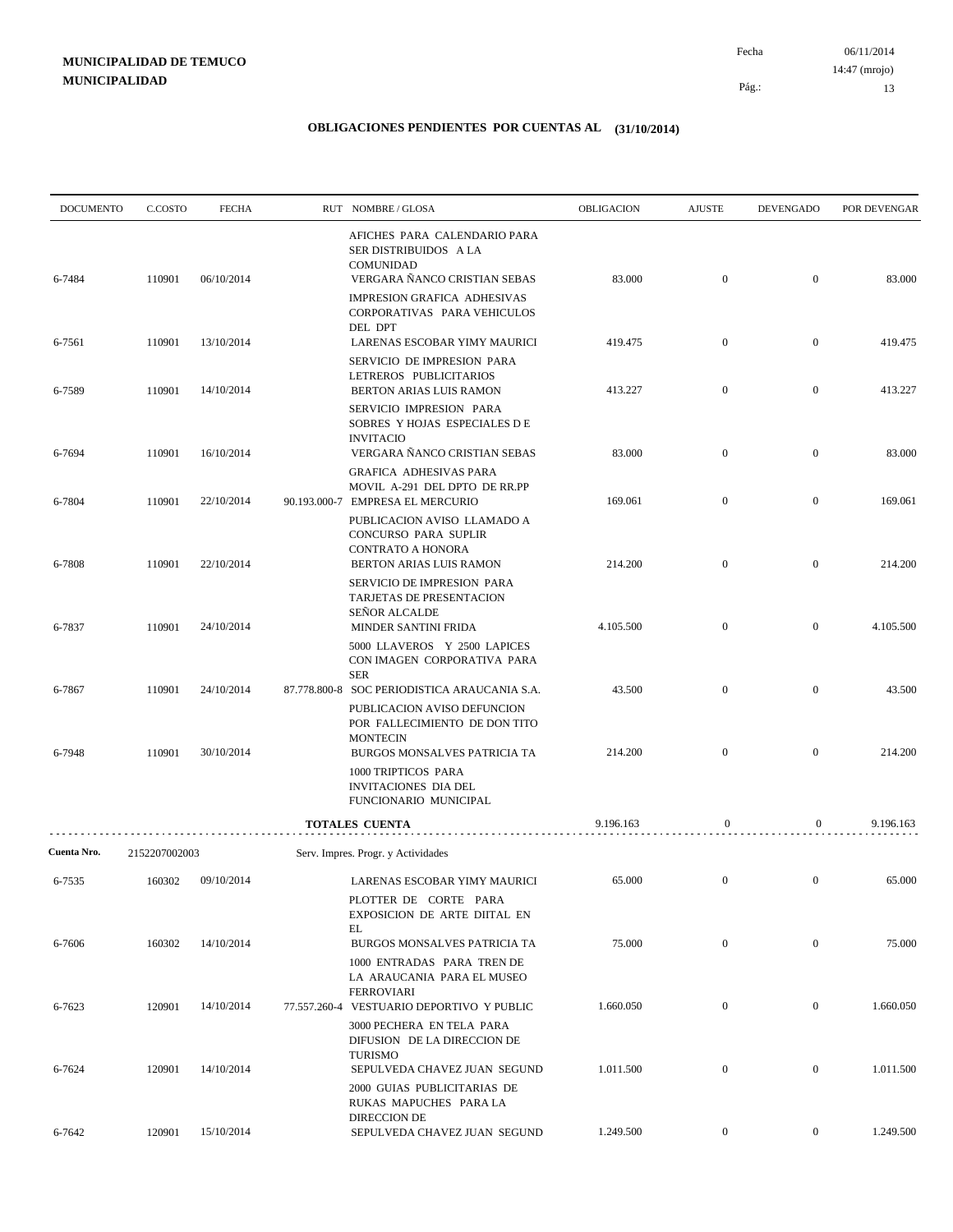**MUNICIPALIDAD DE TEMUCO**
**MUNICIPALIDAD**

Fecha 06/11/2014
14:47 (mrojo)

## OBLIGACIONES PENDIENTES POR CUENTAS AL (31/10/2014)

| DOCUMENTO | C.COSTO | FECHA | RUT | NOMBRE / GLOSA | OBLIGACION | AJUSTE | DEVENGADO | POR DEVENGAR |
|---|---|---|---|---|---|---|---|---|
| | | | | AFICHES PARA CALENDARIO PARA SER DISTRIBUIDOS A LA COMUNIDAD | | | | |
| 6-7484 | 110901 | 06/10/2014 | | VERGARA ÑANCO CRISTIAN SEBAS | 83.000 | 0 | 0 | 83.000 |
| | | | | IMPRESION GRAFICA ADHESIVAS CORPORATIVAS PARA VEHICULOS DEL DPT | | | | |
| 6-7561 | 110901 | 13/10/2014 | | LARENAS ESCOBAR YIMY MAURICI | 419.475 | 0 | 0 | 419.475 |
| | | | | SERVICIO DE IMPRESION PARA LETREROS PUBLICITARIOS | | | | |
| 6-7589 | 110901 | 14/10/2014 | | BERTON ARIAS LUIS RAMON | 413.227 | 0 | 0 | 413.227 |
| | | | | SERVICIO IMPRESION PARA SOBRES Y HOJAS ESPECIALES D E INVITACIO | | | | |
| 6-7694 | 110901 | 16/10/2014 | | VERGARA ÑANCO CRISTIAN SEBAS | 83.000 | 0 | 0 | 83.000 |
| | | | | GRAFICA ADHESIVAS PARA MOVIL A-291 DEL DPTO DE RR.PP | | | | |
| 6-7804 | 110901 | 22/10/2014 | 90.193.000-7 | EMPRESA EL MERCURIO | 169.061 | 0 | 0 | 169.061 |
| | | | | PUBLICACION AVISO LLAMADO A CONCURSO PARA SUPLIR CONTRATO A HONORA | | | | |
| 6-7808 | 110901 | 22/10/2014 | | BERTON ARIAS LUIS RAMON | 214.200 | 0 | 0 | 214.200 |
| | | | | SERVICIO DE IMPRESION PARA TARJETAS DE PRESENTACION SEÑOR ALCALDE | | | | |
| 6-7837 | 110901 | 24/10/2014 | | MINDER SANTINI FRIDA | 4.105.500 | 0 | 0 | 4.105.500 |
| | | | | 5000 LLAVEROS Y 2500 LAPICES CON IMAGEN CORPORATIVA PARA SER | | | | |
| 6-7867 | 110901 | 24/10/2014 | 87.778.800-8 | SOC PERIODISTICA ARAUCANIA S.A. | 43.500 | 0 | 0 | 43.500 |
| | | | | PUBLICACION AVISO DEFUNCION POR FALLECIMIENTO DE DON TITO MONTECIN | | | | |
| 6-7948 | 110901 | 30/10/2014 | | BURGOS MONSALVES PATRICIA TA | 214.200 | 0 | 0 | 214.200 |
| | | | | 1000 TRIPTICOS PARA INVITACIONES DIA DEL FUNCIONARIO MUNICIPAL | | | | |
| | | | | **TOTALES CUENTA** | 9.196.163 | 0 | 0 | 9.196.163 |

**Cuenta Nro.** 2152207002003 Serv. Impres. Progr. y Actividades

| DOCUMENTO | C.COSTO | FECHA | RUT | NOMBRE / GLOSA | OBLIGACION | AJUSTE | DEVENGADO | POR DEVENGAR |
|---|---|---|---|---|---|---|---|---|
| 6-7535 | 160302 | 09/10/2014 | | LARENAS ESCOBAR YIMY MAURICI | 65.000 | 0 | 0 | 65.000 |
| | | | | PLOTTER DE CORTE PARA EXPOSICION DE ARTE DIITAL EN EL | | | | |
| 6-7606 | 160302 | 14/10/2014 | | BURGOS MONSALVES PATRICIA TA | 75.000 | 0 | 0 | 75.000 |
| | | | | 1000 ENTRADAS PARA TREN DE LA ARAUCANIA PARA EL MUSEO FERROVIARI | | | | |
| 6-7623 | 120901 | 14/10/2014 | 77.557.260-4 | VESTUARIO DEPORTIVO Y PUBLIC | 1.660.050 | 0 | 0 | 1.660.050 |
| | | | | 3000 PECHERA EN TELA PARA DIFUSION DE LA DIRECCION DE TURISMO | | | | |
| 6-7624 | 120901 | 14/10/2014 | | SEPULVEDA CHAVEZ JUAN SEGUND | 1.011.500 | 0 | 0 | 1.011.500 |
| | | | | 2000 GUIAS PUBLICITARIAS DE RUKAS MAPUCHES PARA LA DIRECCION DE | | | | |
| 6-7642 | 120901 | 15/10/2014 | | SEPULVEDA CHAVEZ JUAN SEGUND | 1.249.500 | 0 | 0 | 1.249.500 |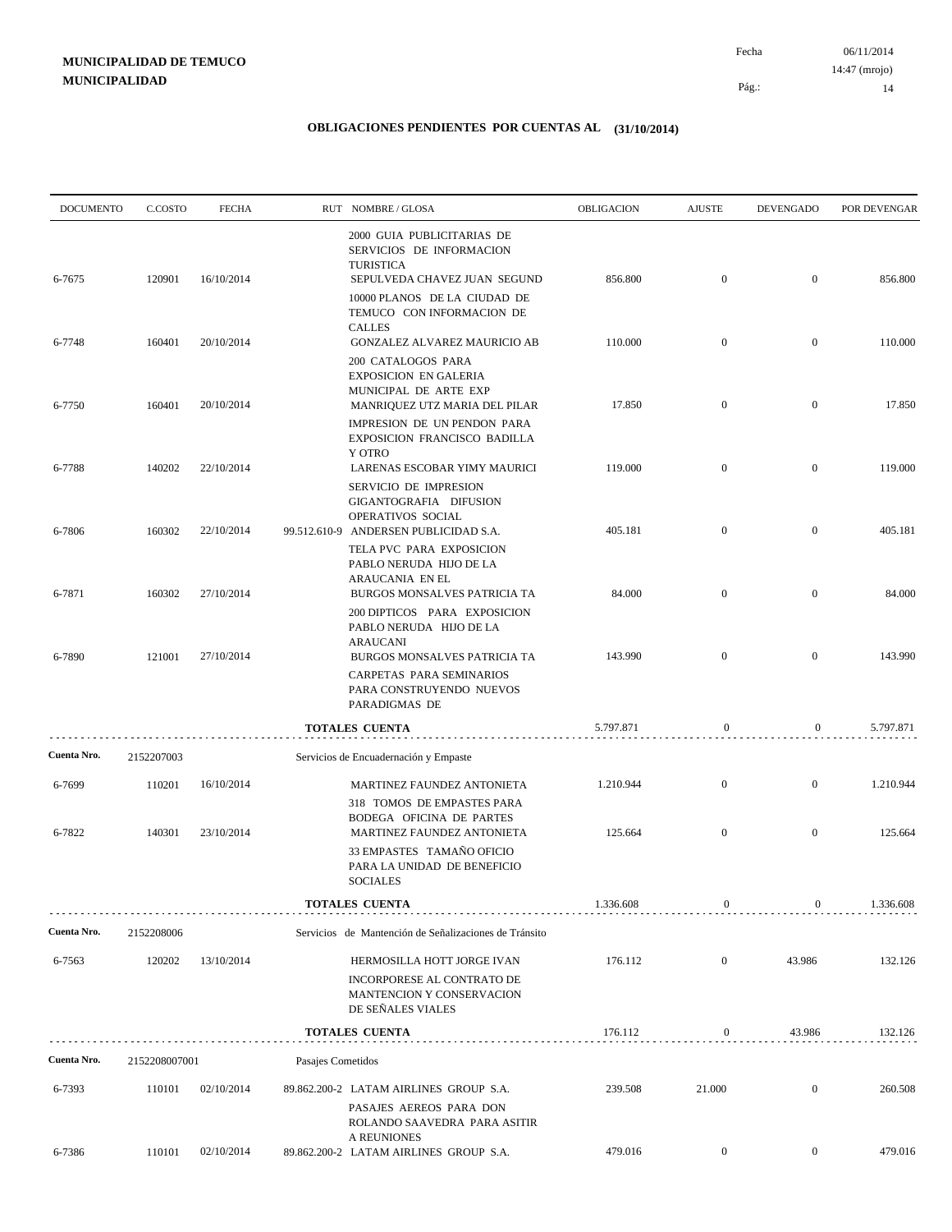**MUNICIPALIDAD DE TEMUCO**
**MUNICIPALIDAD**

Fecha 06/11/2014
14:47 (mrojo)

## OBLIGACIONES PENDIENTES POR CUENTAS AL (31/10/2014)

| DOCUMENTO | C.COSTO | FECHA | RUT NOMBRE / GLOSA | OBLIGACION | AJUSTE | DEVENGADO | POR DEVENGAR |
|---|---|---|---|---|---|---|---|
| | | | 2000 GUIA PUBLICITARIAS DE SERVICIOS DE INFORMACION TURISTICA | | | | |
| 6-7675 | 120901 | 16/10/2014 | SEPULVEDA CHAVEZ JUAN SEGUND | 856.800 | 0 | 0 | 856.800 |
| | | | 10000 PLANOS DE LA CIUDAD DE TEMUCO CON INFORMACION DE CALLES | | | | |
| 6-7748 | 160401 | 20/10/2014 | GONZALEZ ALVAREZ MAURICIO AB | 110.000 | 0 | 0 | 110.000 |
| | | | 200 CATALOGOS PARA EXPOSICION EN GALERIA MUNICIPAL DE ARTE EXP | | | | |
| 6-7750 | 160401 | 20/10/2014 | MANRIQUEZ UTZ MARIA DEL PILAR | 17.850 | 0 | 0 | 17.850 |
| | | | IMPRESION DE UN PENDON PARA EXPOSICION FRANCISCO BADILLA Y OTRO | | | | |
| 6-7788 | 140202 | 22/10/2014 | LARENAS ESCOBAR YIMY MAURICI | 119.000 | 0 | 0 | 119.000 |
| | | | SERVICIO DE IMPRESION GIGANTOGRAFIA DIFUSION OPERATIVOS SOCIAL | | | | |
| 6-7806 | 160302 | 22/10/2014 | 99.512.610-9 ANDERSEN PUBLICIDAD S.A. | 405.181 | 0 | 0 | 405.181 |
| | | | TELA PVC PARA EXPOSICION PABLO NERUDA HIJO DE LA ARAUCANIA EN EL | | | | |
| 6-7871 | 160302 | 27/10/2014 | BURGOS MONSALVES PATRICIA TA | 84.000 | 0 | 0 | 84.000 |
| | | | 200 DIPTICOS PARA EXPOSICION PABLO NERUDA HIJO DE LA ARAUCANI | | | | |
| 6-7890 | 121001 | 27/10/2014 | BURGOS MONSALVES PATRICIA TA | 143.990 | 0 | 0 | 143.990 |
| | | | CARPETAS PARA SEMINARIOS PARA CONSTRUYENDO NUEVOS PARADIGMAS DE | | | | |
| | | | **TOTALES CUENTA** | 5.797.871 | 0 | 0 | 5.797.871 |
| **Cuenta Nro.** | 2152207003 | | Servicios de Encuadernación y Empaste | | | | |
| 6-7699 | 110201 | 16/10/2014 | MARTINEZ FAUNDEZ ANTONIETA | 1.210.944 | 0 | 0 | 1.210.944 |
| | | | 318 TOMOS DE EMPASTES PARA BODEGA OFICINA DE PARTES | | | | |
| 6-7822 | 140301 | 23/10/2014 | MARTINEZ FAUNDEZ ANTONIETA | 125.664 | 0 | 0 | 125.664 |
| | | | 33 EMPASTES TAMAÑO OFICIO PARA LA UNIDAD DE BENEFICIO SOCIALES | | | | |
| | | | **TOTALES CUENTA** | 1.336.608 | 0 | 0 | 1.336.608 |
| **Cuenta Nro.** | 2152208006 | | Servicios de Mantención de Señalizaciones de Tránsito | | | | |
| 6-7563 | 120202 | 13/10/2014 | HERMOSILLA HOTT JORGE IVAN | 176.112 | 0 | 43.986 | 132.126 |
| | | | INCORPORESE AL CONTRATO DE MANTENCION Y CONSERVACION DE SEÑALES VIALES | | | | |
| | | | **TOTALES CUENTA** | 176.112 | 0 | 43.986 | 132.126 |
| **Cuenta Nro.** | 2152208007001 | | Pasajes Cometidos | | | | |
| 6-7393 | 110101 | 02/10/2014 | 89.862.200-2 LATAM AIRLINES GROUP S.A. | 239.508 | 21.000 | 0 | 260.508 |
| | | | PASAJES AEREOS PARA DON ROLANDO SAAVEDRA PARA ASITIR A REUNIONES | | | | |
| 6-7386 | 110101 | 02/10/2014 | 89.862.200-2 LATAM AIRLINES GROUP S.A. | 479.016 | 0 | 0 | 479.016 |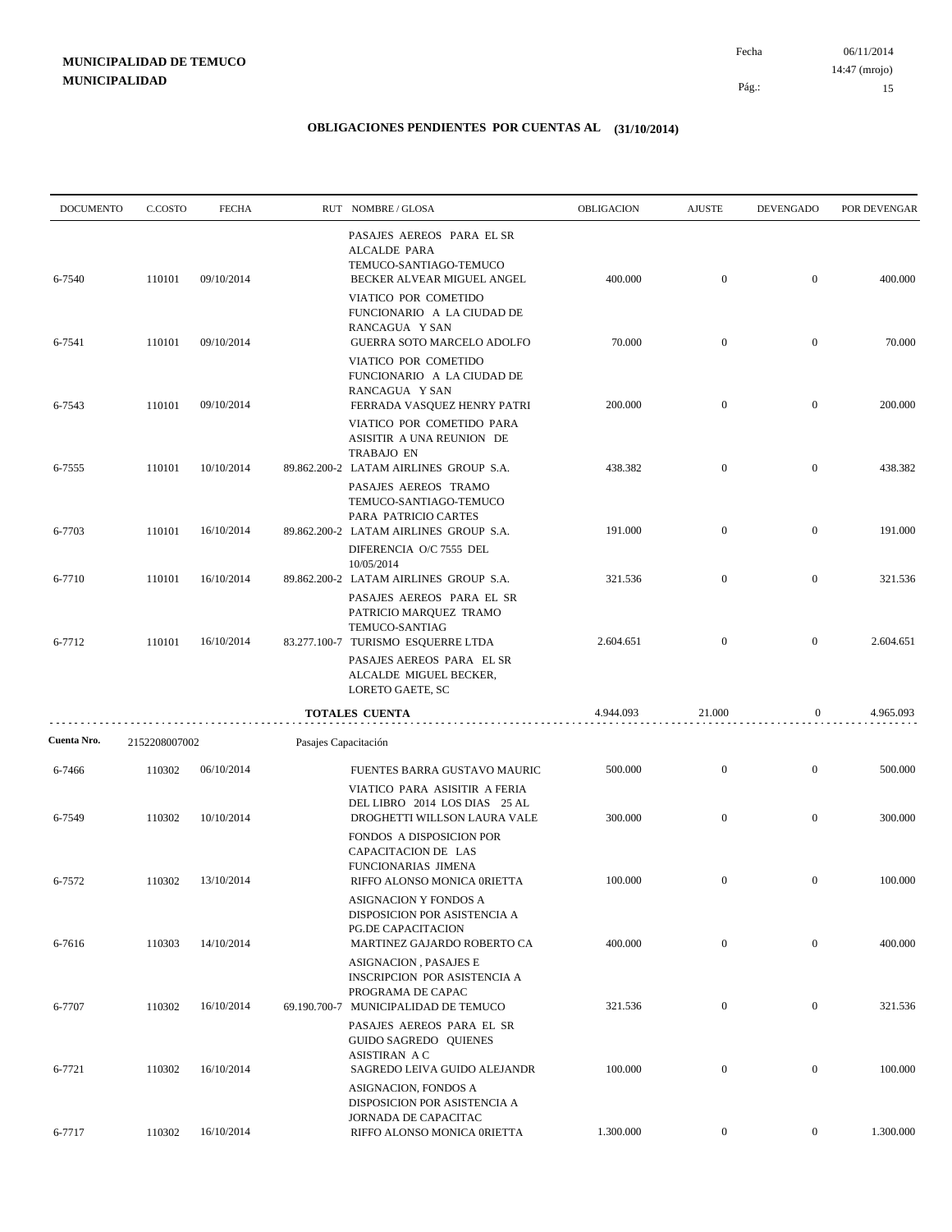**MUNICIPALIDAD DE TEMUCO**
**MUNICIPALIDAD**

Fecha 06/11/2014
14:47 (mrojo)

## OBLIGACIONES PENDIENTES POR CUENTAS AL (31/10/2014)

| DOCUMENTO | C.COSTO | FECHA | RUT | NOMBRE / GLOSA | OBLIGACION | AJUSTE | DEVENGADO | POR DEVENGAR |
|---|---|---|---|---|---|---|---|---|
| | | | | PASAJES AEREOS PARA EL SR ALCALDE PARA TEMUCO-SANTIAGO-TEMUCO | | | | |
| 6-7540 | 110101 | 09/10/2014 | | BECKER ALVEAR MIGUEL ANGEL | 400.000 | 0 | 0 | 400.000 |
| | | | | VIATICO POR COMETIDO FUNCIONARIO A LA CIUDAD DE RANCAGUA Y SAN | | | | |
| 6-7541 | 110101 | 09/10/2014 | | GUERRA SOTO MARCELO ADOLFO | 70.000 | 0 | 0 | 70.000 |
| | | | | VIATICO POR COMETIDO FUNCIONARIO A LA CIUDAD DE RANCAGUA Y SAN | | | | |
| 6-7543 | 110101 | 09/10/2014 | | FERRADA VASQUEZ HENRY PATRI | 200.000 | 0 | 0 | 200.000 |
| | | | | VIATICO POR COMETIDO PARA ASISITIR A UNA REUNION DE TRABAJO EN | | | | |
| 6-7555 | 110101 | 10/10/2014 | 89.862.200-2 | LATAM AIRLINES GROUP S.A. | 438.382 | 0 | 0 | 438.382 |
| | | | | PASAJES AEREOS TRAMO TEMUCO-SANTIAGO-TEMUCO PARA PATRICIO CARTES | | | | |
| 6-7703 | 110101 | 16/10/2014 | 89.862.200-2 | LATAM AIRLINES GROUP S.A. | 191.000 | 0 | 0 | 191.000 |
| | | | | DIFERENCIA O/C 7555 DEL 10/05/2014 | | | | |
| 6-7710 | 110101 | 16/10/2014 | 89.862.200-2 | LATAM AIRLINES GROUP S.A. | 321.536 | 0 | 0 | 321.536 |
| | | | | PASAJES AEREOS PARA EL SR PATRICIO MARQUEZ TRAMO TEMUCO-SANTIAG | | | | |
| 6-7712 | 110101 | 16/10/2014 | 83.277.100-7 | TURISMO ESQUERRE LTDA | 2.604.651 | 0 | 0 | 2.604.651 |
| | | | | PASAJES AEREOS PARA EL SR ALCALDE MIGUEL BECKER, LORETO GAETE, SC | | | | |
| | | | | **TOTALES CUENTA** | 4.944.093 | 21.000 | 0 | 4.965.093 |

**Cuenta Nro.** 2152208007002 Pasajes Capacitación

| DOCUMENTO | C.COSTO | FECHA | RUT | NOMBRE / GLOSA | OBLIGACION | AJUSTE | DEVENGADO | POR DEVENGAR |
|---|---|---|---|---|---|---|---|---|
| 6-7466 | 110302 | 06/10/2014 | | FUENTES BARRA GUSTAVO MAURIC | 500.000 | 0 | 0 | 500.000 |
| | | | | VIATICO PARA ASISITIR A FERIA DEL LIBRO 2014 LOS DIAS 25 AL | | | | |
| 6-7549 | 110302 | 10/10/2014 | | DROGHETTI WILLSON LAURA VALE | 300.000 | 0 | 0 | 300.000 |
| | | | | FONDOS A DISPOSICION POR CAPACITACION DE LAS FUNCIONARIAS JIMENA | | | | |
| 6-7572 | 110302 | 13/10/2014 | | RIFFO ALONSO MONICA 0RIETTA | 100.000 | 0 | 0 | 100.000 |
| | | | | ASIGNACION Y FONDOS A DISPOSICION POR ASISTENCIA A PG.DE CAPACITACION | | | | |
| 6-7616 | 110303 | 14/10/2014 | | MARTINEZ GAJARDO ROBERTO CA | 400.000 | 0 | 0 | 400.000 |
| | | | | ASIGNACION , PASAJES E INSCRIPCION POR ASISTENCIA A PROGRAMA DE CAPAC | | | | |
| 6-7707 | 110302 | 16/10/2014 | 69.190.700-7 | MUNICIPALIDAD DE TEMUCO | 321.536 | 0 | 0 | 321.536 |
| | | | | PASAJES AEREOS PARA EL SR GUIDO SAGREDO QUIENES ASISTIRAN A C | | | | |
| 6-7721 | 110302 | 16/10/2014 | | SAGREDO LEIVA GUIDO ALEJANDR | 100.000 | 0 | 0 | 100.000 |
| | | | | ASIGNACION, FONDOS A DISPOSICION POR ASISTENCIA A JORNADA DE CAPACITAC | | | | |
| 6-7717 | 110302 | 16/10/2014 | | RIFFO ALONSO MONICA 0RIETTA | 1.300.000 | 0 | 0 | 1.300.000 |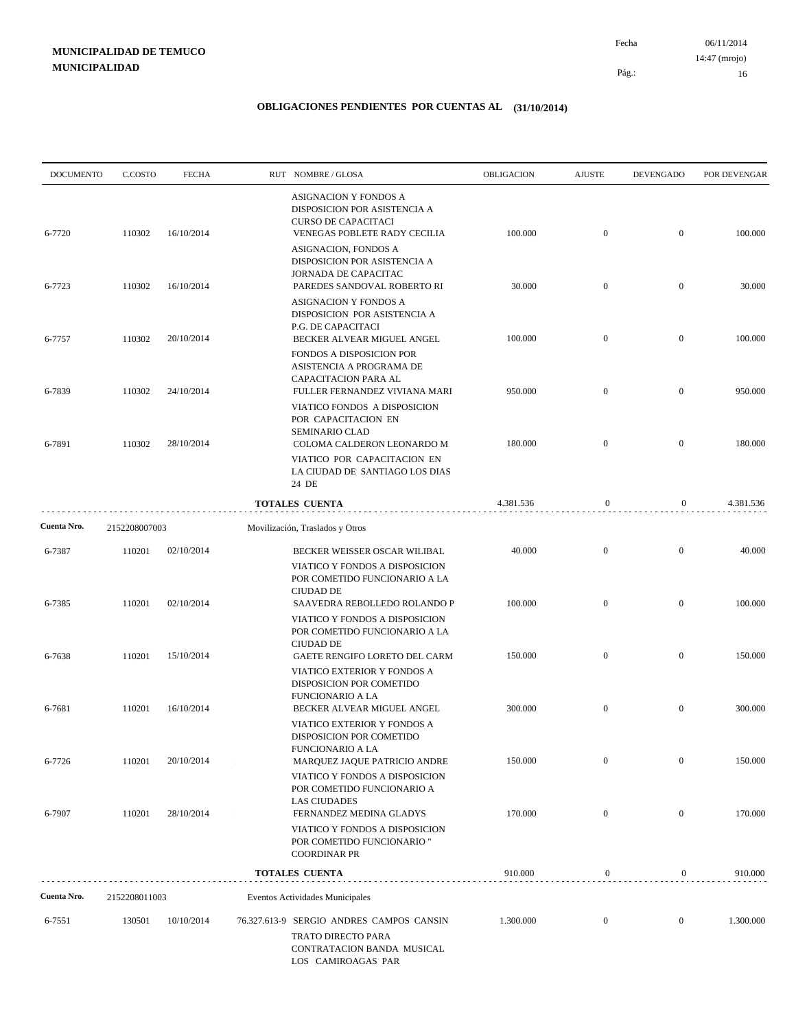**MUNICIPALIDAD DE TEMUCO**
**MUNICIPALIDAD**

Fecha 06/11/2014
14:47 (mrojo)

## OBLIGACIONES PENDIENTES POR CUENTAS AL (31/10/2014)

| DOCUMENTO | C.COSTO | FECHA | RUT NOMBRE / GLOSA | OBLIGACION | AJUSTE | DEVENGADO | POR DEVENGAR |
|---|---|---|---|---|---|---|---|
| | | | ASIGNACION Y FONDOS A DISPOSICION POR ASISTENCIA A CURSO DE CAPACITACI | | | | |
| 6-7720 | 110302 | 16/10/2014 | VENEGAS POBLETE RADY CECILIA | 100.000 | 0 | 0 | 100.000 |
| | | | ASIGNACION, FONDOS A DISPOSICION POR ASISTENCIA A JORNADA DE CAPACITAC | | | | |
| 6-7723 | 110302 | 16/10/2014 | PAREDES SANDOVAL ROBERTO RI | 30.000 | 0 | 0 | 30.000 |
| | | | ASIGNACION Y FONDOS A DISPOSICION POR ASISTENCIA A P.G. DE CAPACITACI | | | | |
| 6-7757 | 110302 | 20/10/2014 | BECKER ALVEAR MIGUEL ANGEL | 100.000 | 0 | 0 | 100.000 |
| | | | FONDOS A DISPOSICION POR ASISTENCIA A PROGRAMA DE CAPACITACION PARA AL | | | | |
| 6-7839 | 110302 | 24/10/2014 | FULLER FERNANDEZ VIVIANA MARI | 950.000 | 0 | 0 | 950.000 |
| | | | VIATICO FONDOS A DISPOSICION POR CAPACITACION EN SEMINARIO CLAD | | | | |
| 6-7891 | 110302 | 28/10/2014 | COLOMA CALDERON LEONARDO M | 180.000 | 0 | 0 | 180.000 |
| | | | VIATICO POR CAPACITACION EN LA CIUDAD DE SANTIAGO LOS DIAS 24 DE | | | | |
| | | | **TOTALES CUENTA** | 4.381.536 | 0 | 0 | 4.381.536 |

**Cuenta Nro.** 2152208007003 Movilización, Traslados y Otros

| DOCUMENTO | C.COSTO | FECHA | RUT NOMBRE / GLOSA | OBLIGACION | AJUSTE | DEVENGADO | POR DEVENGAR |
|---|---|---|---|---|---|---|---|
| 6-7387 | 110201 | 02/10/2014 | BECKER WEISSER OSCAR WILIBAL | 40.000 | 0 | 0 | 40.000 |
| | | | VIATICO Y FONDOS A DISPOSICION POR COMETIDO FUNCIONARIO A LA CIUDAD DE | | | | |
| 6-7385 | 110201 | 02/10/2014 | SAAVEDRA REBOLLEDO ROLANDO P | 100.000 | 0 | 0 | 100.000 |
| | | | VIATICO Y FONDOS A DISPOSICION POR COMETIDO FUNCIONARIO A LA CIUDAD DE | | | | |
| 6-7638 | 110201 | 15/10/2014 | GAETE RENGIFO LORETO DEL CARM | 150.000 | 0 | 0 | 150.000 |
| | | | VIATICO EXTERIOR Y FONDOS A DISPOSICION POR COMETIDO FUNCIONARIO A LA | | | | |
| 6-7681 | 110201 | 16/10/2014 | BECKER ALVEAR MIGUEL ANGEL | 300.000 | 0 | 0 | 300.000 |
| | | | VIATICO EXTERIOR Y FONDOS A DISPOSICION POR COMETIDO FUNCIONARIO A LA | | | | |
| 6-7726 | 110201 | 20/10/2014 | MARQUEZ JAQUE PATRICIO ANDRE | 150.000 | 0 | 0 | 150.000 |
| | | | VIATICO Y FONDOS A DISPOSICION POR COMETIDO FUNCIONARIO A LAS CIUDADES | | | | |
| 6-7907 | 110201 | 28/10/2014 | FERNANDEZ MEDINA GLADYS | 170.000 | 0 | 0 | 170.000 |
| | | | VIATICO Y FONDOS A DISPOSICION POR COMETIDO FUNCIONARIO " COORDINAR PR | | | | |
| | | | **TOTALES CUENTA** | 910.000 | 0 | 0 | 910.000 |

**Cuenta Nro.** 2152208011003 Eventos Actividades Municipales

| DOCUMENTO | C.COSTO | FECHA | RUT NOMBRE / GLOSA | OBLIGACION | AJUSTE | DEVENGADO | POR DEVENGAR |
|---|---|---|---|---|---|---|---|
| 6-7551 | 130501 | 10/10/2014 | 76.327.613-9 SERGIO ANDRES CAMPOS CANSIN | 1.300.000 | 0 | 0 | 1.300.000 |
| | | | TRATO DIRECTO PARA CONTRATACION BANDA MUSICAL LOS CAMIROAGAS PAR | | | | |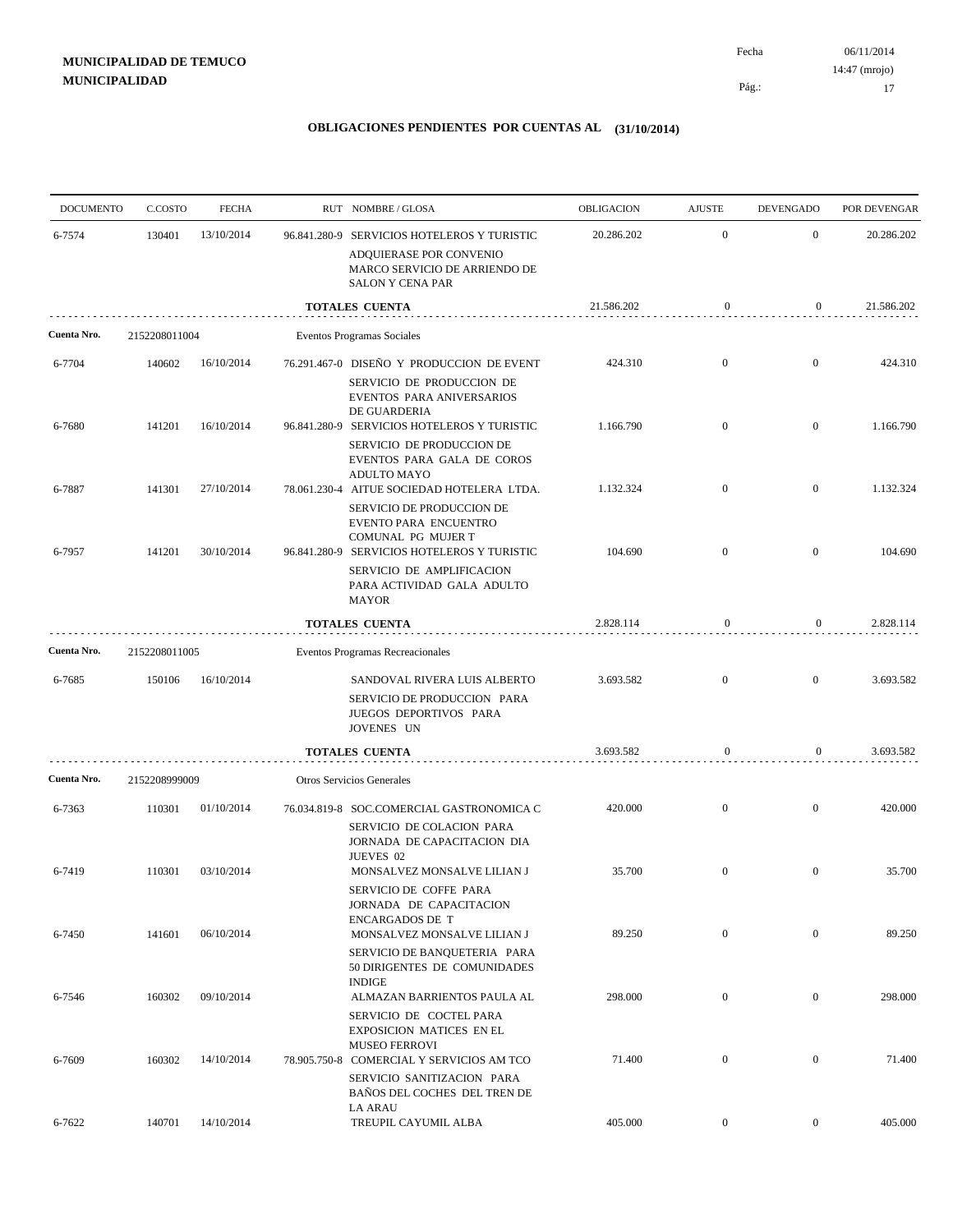**MUNICIPALIDAD DE TEMUCO**
**MUNICIPALIDAD**

Fecha 06/11/2014
14:47 (mrojo)

# OBLIGACIONES PENDIENTES POR CUENTAS AL (31/10/2014)

| DOCUMENTO | C.COSTO | FECHA | RUT NOMBRE / GLOSA | OBLIGACION | AJUSTE | DEVENGADO | POR DEVENGAR |
|---|---|---|---|---|---|---|---|
| 6-7574 | 130401 | 13/10/2014 | 96.841.280-9 SERVICIOS HOTELEROS Y TURISTIC<br>ADQUIERASE POR CONVENIO MARCO SERVICIO DE ARRIENDO DE SALON Y CENA PAR | 20.286.202 | 0 | 0 | 20.286.202 |
| | | | **TOTALES CUENTA** | 21.586.202 | 0 | 0 | 21.586.202 |
| **Cuenta Nro.** | 2152208011004 | | Eventos Programas Sociales | | | | |
| 6-7704 | 140602 | 16/10/2014 | 76.291.467-0 DISEÑO Y PRODUCCION DE EVENT<br>SERVICIO DE PRODUCCION DE EVENTOS PARA ANIVERSARIOS DE GUARDERIA | 424.310 | 0 | 0 | 424.310 |
| 6-7680 | 141201 | 16/10/2014 | 96.841.280-9 SERVICIOS HOTELEROS Y TURISTIC<br>SERVICIO DE PRODUCCION DE EVENTOS PARA GALA DE COROS ADULTO MAYO | 1.166.790 | 0 | 0 | 1.166.790 |
| 6-7887 | 141301 | 27/10/2014 | 78.061.230-4 AITUE SOCIEDAD HOTELERA LTDA.<br>SERVICIO DE PRODUCCION DE EVENTO PARA ENCUENTRO COMUNAL PG MUJER T | 1.132.324 | 0 | 0 | 1.132.324 |
| 6-7957 | 141201 | 30/10/2014 | 96.841.280-9 SERVICIOS HOTELEROS Y TURISTIC<br>SERVICIO DE AMPLIFICACION PARA ACTIVIDAD GALA ADULTO MAYOR | 104.690 | 0 | 0 | 104.690 |
| | | | **TOTALES CUENTA** | 2.828.114 | 0 | 0 | 2.828.114 |
| **Cuenta Nro.** | 2152208011005 | | Eventos Programas Recreacionales | | | | |
| 6-7685 | 150106 | 16/10/2014 | SANDOVAL RIVERA LUIS ALBERTO<br>SERVICIO DE PRODUCCION PARA JUEGOS DEPORTIVOS PARA JOVENES UN | 3.693.582 | 0 | 0 | 3.693.582 |
| | | | **TOTALES CUENTA** | 3.693.582 | 0 | 0 | 3.693.582 |
| **Cuenta Nro.** | 2152208999009 | | Otros Servicios Generales | | | | |
| 6-7363 | 110301 | 01/10/2014 | 76.034.819-8 SOC.COMERCIAL GASTRONOMICA C<br>SERVICIO DE COLACION PARA JORNADA DE CAPACITACION DIA JUEVES 02 | 420.000 | 0 | 0 | 420.000 |
| 6-7419 | 110301 | 03/10/2014 | MONSALVEZ MONSALVE LILIAN J<br>SERVICIO DE COFFE PARA JORNADA DE CAPACITACION ENCARGADOS DE T | 35.700 | 0 | 0 | 35.700 |
| 6-7450 | 141601 | 06/10/2014 | MONSALVEZ MONSALVE LILIAN J<br>SERVICIO DE BANQUETERIA PARA 50 DIRIGENTES DE COMUNIDADES INDIGE | 89.250 | 0 | 0 | 89.250 |
| 6-7546 | 160302 | 09/10/2014 | ALMAZAN BARRIENTOS PAULA AL<br>SERVICIO DE COCTEL PARA EXPOSICION MATICES EN EL MUSEO FERROVI | 298.000 | 0 | 0 | 298.000 |
| 6-7609 | 160302 | 14/10/2014 | 78.905.750-8 COMERCIAL Y SERVICIOS AM TCO<br>SERVICIO SANITIZACION PARA BAÑOS DEL COCHES DEL TREN DE LA ARAU | 71.400 | 0 | 0 | 71.400 |
| 6-7622 | 140701 | 14/10/2014 | TREUPIL CAYUMIL ALBA | 405.000 | 0 | 0 | 405.000 |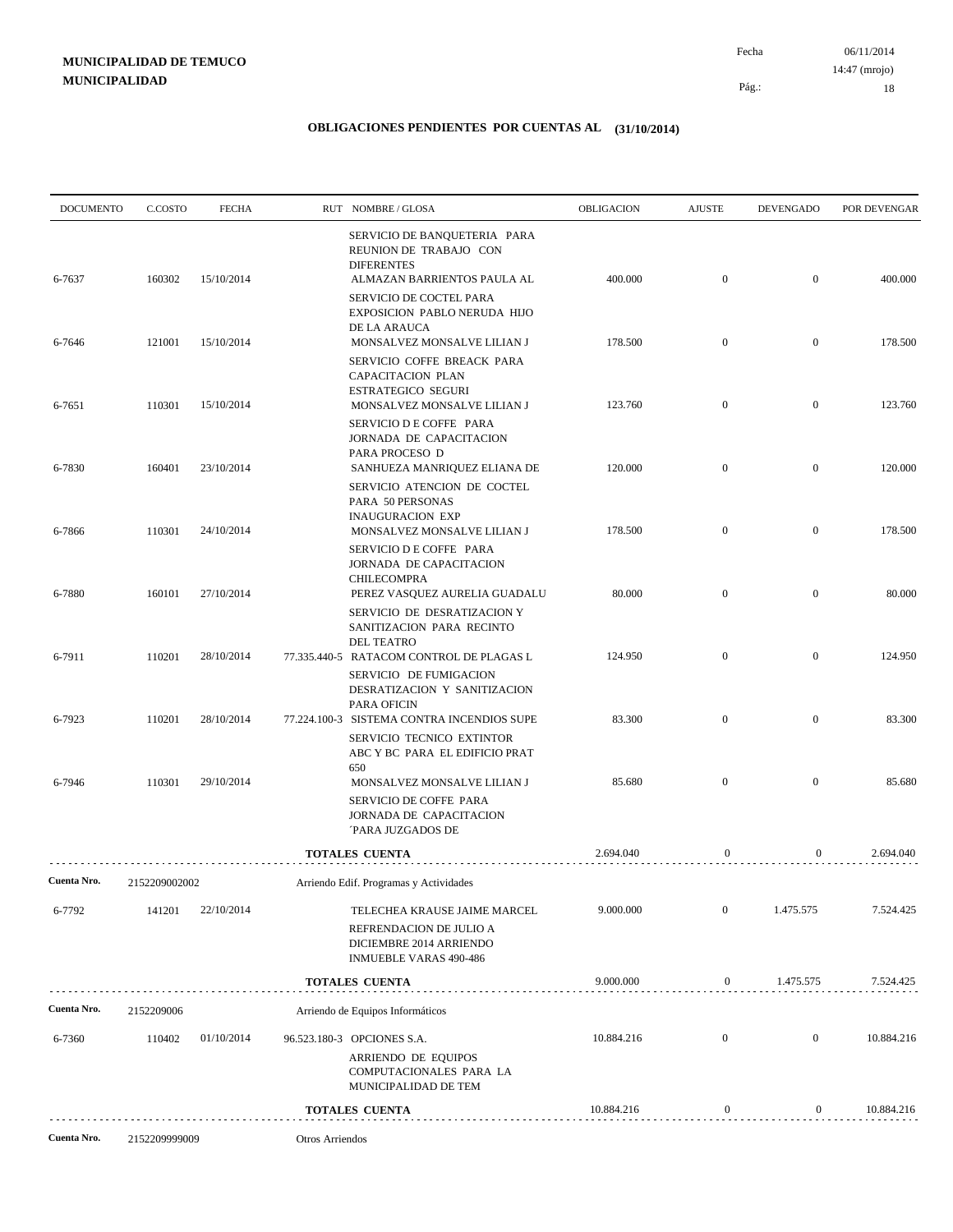**MUNICIPALIDAD DE TEMUCO**
**MUNICIPALIDAD**

Fecha 06/11/2014
14:47 (mrojo)

## OBLIGACIONES PENDIENTES POR CUENTAS AL (31/10/2014)

| DOCUMENTO | C.COSTO | FECHA | RUT | NOMBRE / GLOSA | OBLIGACION | AJUSTE | DEVENGADO | POR DEVENGAR |
|---|---|---|---|---|---|---|---|---|
| | | | | SERVICIO DE BANQUETERIA PARA REUNION DE TRABAJO CON DIFERENTES | | | | |
| 6-7637 | 160302 | 15/10/2014 | | ALMAZAN BARRIENTOS PAULA AL | 400.000 | 0 | 0 | 400.000 |
| | | | | SERVICIO DE COCTEL PARA EXPOSICION PABLO NERUDA HIJO DE LA ARAUCA | | | | |
| 6-7646 | 121001 | 15/10/2014 | | MONSALVEZ MONSALVE LILIAN J | 178.500 | 0 | 0 | 178.500 |
| | | | | SERVICIO COFFE BREACK PARA CAPACITACION PLAN ESTRATEGICO SEGURI | | | | |
| 6-7651 | 110301 | 15/10/2014 | | MONSALVEZ MONSALVE LILIAN J | 123.760 | 0 | 0 | 123.760 |
| | | | | SERVICIO D E COFFE PARA JORNADA DE CAPACITACION PARA PROCESO D | | | | |
| 6-7830 | 160401 | 23/10/2014 | | SANHUEZA MANRIQUEZ ELIANA DE | 120.000 | 0 | 0 | 120.000 |
| | | | | SERVICIO ATENCION DE COCTEL PARA 50 PERSONAS INAUGURACION EXP | | | | |
| 6-7866 | 110301 | 24/10/2014 | | MONSALVEZ MONSALVE LILIAN J | 178.500 | 0 | 0 | 178.500 |
| | | | | SERVICIO D E COFFE PARA JORNADA DE CAPACITACION CHILECOMPRA | | | | |
| 6-7880 | 160101 | 27/10/2014 | | PEREZ VASQUEZ AURELIA GUADALU | 80.000 | 0 | 0 | 80.000 |
| | | | | SERVICIO DE DESRATIZACION Y SANITIZACION PARA RECINTO DEL TEATRO | | | | |
| 6-7911 | 110201 | 28/10/2014 | 77.335.440-5 | RATACOM CONTROL DE PLAGAS L | 124.950 | 0 | 0 | 124.950 |
| | | | | SERVICIO DE FUMIGACION DESRATIZACION Y SANITIZACION PARA OFICIN | | | | |
| 6-7923 | 110201 | 28/10/2014 | 77.224.100-3 | SISTEMA CONTRA INCENDIOS SUPE | 83.300 | 0 | 0 | 83.300 |
| | | | | SERVICIO TECNICO EXTINTOR ABC Y BC PARA EL EDIFICIO PRAT 650 | | | | |
| 6-7946 | 110301 | 29/10/2014 | | MONSALVEZ MONSALVE LILIAN J | 85.680 | 0 | 0 | 85.680 |
| | | | | SERVICIO DE COFFE PARA JORNADA DE CAPACITACION ´PARA JUZGADOS DE | | | | |
| | | | | **TOTALES CUENTA** | 2.694.040 | 0 | 0 | 2.694.040 |
| **Cuenta Nro.** | 2152209002002 | | | Arriendo Edif. Programas y Actividades | | | | |
| 6-7792 | 141201 | 22/10/2014 | | TELECHEA KRAUSE JAIME MARCEL | 9.000.000 | 0 | 1.475.575 | 7.524.425 |
| | | | | REFRENDACION DE JULIO A DICIEMBRE 2014 ARRIENDO INMUEBLE VARAS 490-486 | | | | |
| | | | | **TOTALES CUENTA** | 9.000.000 | 0 | 1.475.575 | 7.524.425 |
| **Cuenta Nro.** | 2152209006 | | | Arriendo de Equipos Informáticos | | | | |
| 6-7360 | 110402 | 01/10/2014 | 96.523.180-3 | OPCIONES S.A. | 10.884.216 | 0 | 0 | 10.884.216 |
| | | | | ARRIENDO DE EQUIPOS COMPUTACIONALES PARA LA MUNICIPALIDAD DE TEM | | | | |
| | | | | **TOTALES CUENTA** | 10.884.216 | 0 | 0 | 10.884.216 |
| **Cuenta Nro.** | 2152209999009 | | | Otros Arriendos | | | | |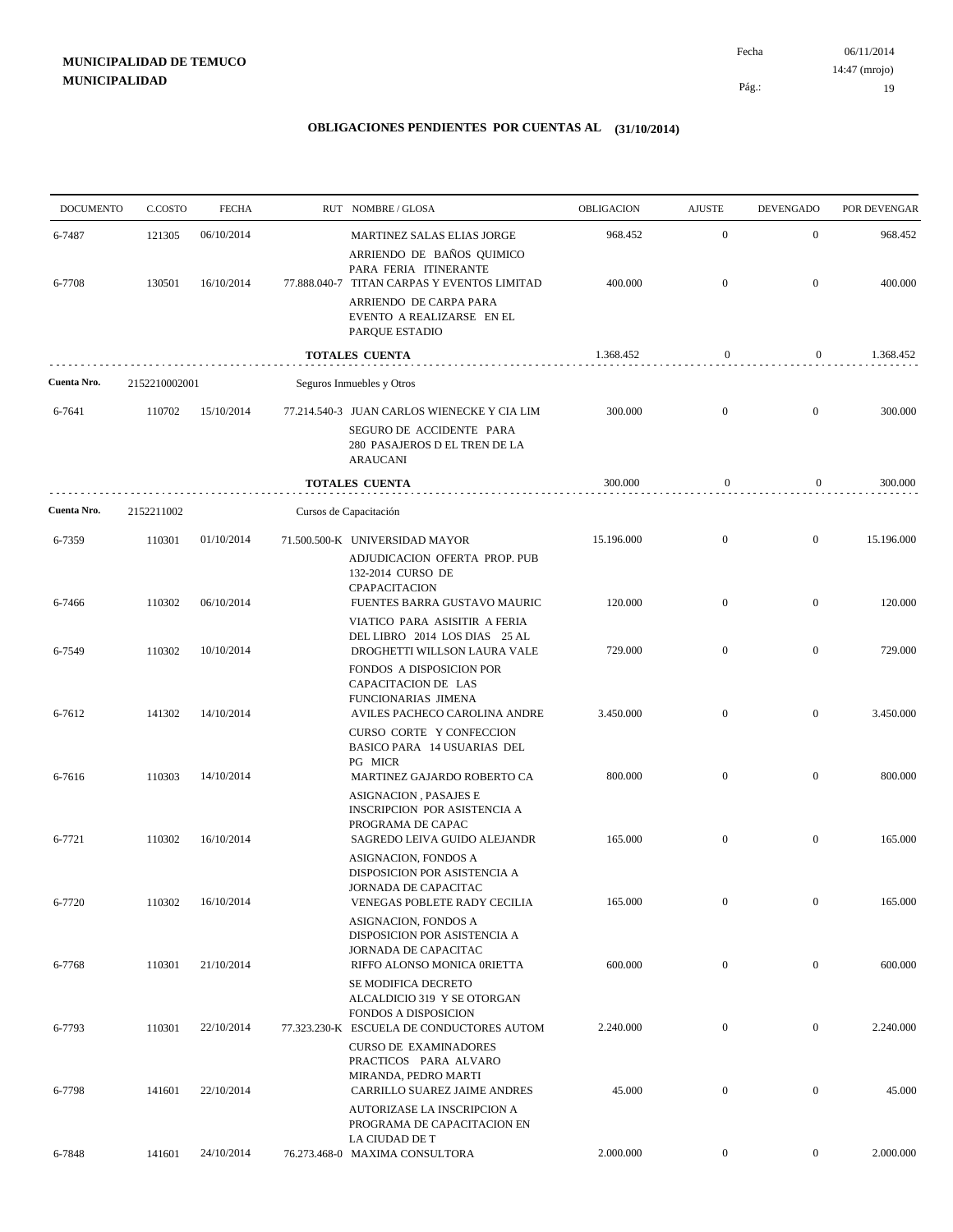**MUNICIPALIDAD DE TEMUCO**
**MUNICIPALIDAD**

Fecha 06/11/2014
14:47 (mrojo)

## OBLIGACIONES PENDIENTES POR CUENTAS AL (31/10/2014)

| DOCUMENTO | C.COSTO | FECHA | RUT | NOMBRE / GLOSA | OBLIGACION | AJUSTE | DEVENGADO | POR DEVENGAR |
|---|---|---|---|---|---|---|---|---|
| 6-7487 | 121305 | 06/10/2014 | | MARTINEZ SALAS ELIAS JORGE<br>ARRIENDO DE BAÑOS QUIMICO PARA FERIA ITINERANTE | 968.452 | 0 | 0 | 968.452 |
| 6-7708 | 130501 | 16/10/2014 | 77.888.040-7 | TITAN CARPAS Y EVENTOS LIMITAD<br>ARRIENDO DE CARPA PARA EVENTO A REALIZARSE EN EL PARQUE ESTADIO | 400.000 | 0 | 0 | 400.000 |
| | | | | **TOTALES CUENTA** | 1.368.452 | 0 | 0 | 1.368.452 |
| **Cuenta Nro.** | 2152210002001 | | | Seguros Inmuebles y Otros | | | | |
| 6-7641 | 110702 | 15/10/2014 | 77.214.540-3 | JUAN CARLOS WIENECKE Y CIA LIM<br>SEGURO DE ACCIDENTE PARA 280 PASAJEROS D EL TREN DE LA ARAUCANI | 300.000 | 0 | 0 | 300.000 |
| | | | | **TOTALES CUENTA** | 300.000 | 0 | 0 | 300.000 |
| **Cuenta Nro.** | 2152211002 | | | Cursos de Capacitación | | | | |
| 6-7359 | 110301 | 01/10/2014 | 71.500.500-K | UNIVERSIDAD MAYOR<br>ADJUDICACION OFERTA PROP. PUB 132-2014 CURSO DE CPAPACITACION | 15.196.000 | 0 | 0 | 15.196.000 |
| 6-7466 | 110302 | 06/10/2014 | | FUENTES BARRA GUSTAVO MAURIC<br>VIATICO PARA ASISITIR A FERIA DEL LIBRO 2014 LOS DIAS 25 AL | 120.000 | 0 | 0 | 120.000 |
| 6-7549 | 110302 | 10/10/2014 | | DROGHETTI WILLSON LAURA VALE<br>FONDOS A DISPOSICION POR CAPACITACION DE LAS FUNCIONARIAS JIMENA | 729.000 | 0 | 0 | 729.000 |
| 6-7612 | 141302 | 14/10/2014 | | AVILES PACHECO CAROLINA ANDRE<br>CURSO CORTE Y CONFECCION BASICO PARA 14 USUARIAS DEL PG MICR | 3.450.000 | 0 | 0 | 3.450.000 |
| 6-7616 | 110303 | 14/10/2014 | | MARTINEZ GAJARDO ROBERTO CA<br>ASIGNACION , PASAJES E INSCRIPCION POR ASISTENCIA A PROGRAMA DE CAPAC | 800.000 | 0 | 0 | 800.000 |
| 6-7721 | 110302 | 16/10/2014 | | SAGREDO LEIVA GUIDO ALEJANDR<br>ASIGNACION, FONDOS A DISPOSICION POR ASISTENCIA A JORNADA DE CAPACITAC | 165.000 | 0 | 0 | 165.000 |
| 6-7720 | 110302 | 16/10/2014 | | VENEGAS POBLETE RADY CECILIA<br>ASIGNACION, FONDOS A DISPOSICION POR ASISTENCIA A JORNADA DE CAPACITAC | 165.000 | 0 | 0 | 165.000 |
| 6-7768 | 110301 | 21/10/2014 | | RIFFO ALONSO MONICA 0RIETTA<br>SE MODIFICA DECRETO ALCALDICIO 319 Y SE OTORGAN FONDOS A DISPOSICION | 600.000 | 0 | 0 | 600.000 |
| 6-7793 | 110301 | 22/10/2014 | 77.323.230-K | ESCUELA DE CONDUCTORES AUTOM<br>CURSO DE EXAMINADORES PRACTICOS PARA ALVARO MIRANDA, PEDRO MARTI | 2.240.000 | 0 | 0 | 2.240.000 |
| 6-7798 | 141601 | 22/10/2014 | | CARRILLO SUAREZ JAIME ANDRES<br>AUTORIZASE LA INSCRIPCION A PROGRAMA DE CAPACITACION EN LA CIUDAD DE T | 45.000 | 0 | 0 | 45.000 |
| 6-7848 | 141601 | 24/10/2014 | 76.273.468-0 | MAXIMA CONSULTORA | 2.000.000 | 0 | 0 | 2.000.000 |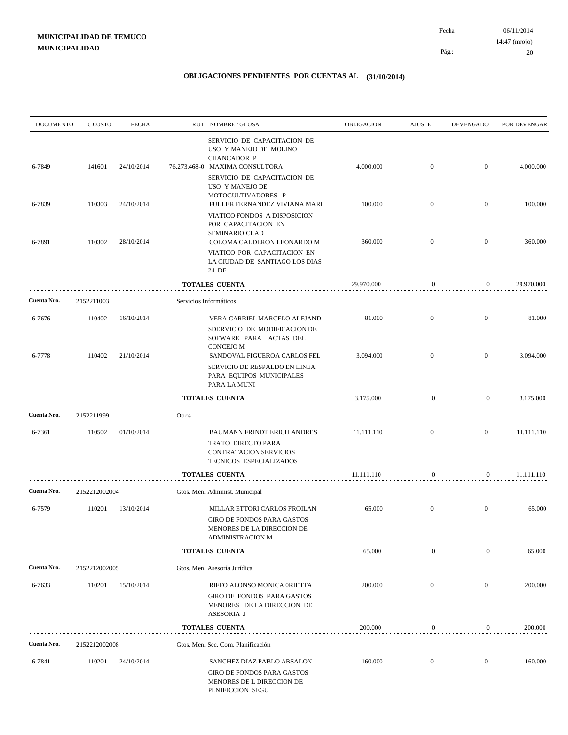**MUNICIPALIDAD DE TEMUCO**
**MUNICIPALIDAD**

Fecha 06/11/2014
14:47 (mrojo)
Pág.: 20

## OBLIGACIONES PENDIENTES POR CUENTAS AL (31/10/2014)

| DOCUMENTO | C.COSTO | FECHA | RUT NOMBRE / GLOSA | OBLIGACION | AJUSTE | DEVENGADO | POR DEVENGAR |
|---|---|---|---|---|---|---|---|
| | | | SERVICIO DE CAPACITACION DE USO Y MANEJO DE MOLINO CHANCADOR P | | | | |
| 6-7849 | 141601 | 24/10/2014 | 76.273.468-0 MAXIMA CONSULTORA | 4.000.000 | 0 | 0 | 4.000.000 |
| | | | SERVICIO DE CAPACITACION DE USO Y MANEJO DE MOTOCULTIVADORES P | | | | |
| 6-7839 | 110303 | 24/10/2014 | FULLER FERNANDEZ VIVIANA MARI | 100.000 | 0 | 0 | 100.000 |
| | | | VIATICO FONDOS A DISPOSICION POR CAPACITACION EN SEMINARIO CLAD | | | | |
| 6-7891 | 110302 | 28/10/2014 | COLOMA CALDERON LEONARDO M | 360.000 | 0 | 0 | 360.000 |
| | | | VIATICO POR CAPACITACION EN LA CIUDAD DE SANTIAGO LOS DIAS 24 DE | | | | |
| | | | **TOTALES CUENTA** | 29.970.000 | 0 | 0 | 29.970.000 |
| **Cuenta Nro.** | 2152211003 | | Servicios Informáticos | | | | |
| 6-7676 | 110402 | 16/10/2014 | VERA CARRIEL MARCELO ALEJAND | 81.000 | 0 | 0 | 81.000 |
| | | | SDERVICIO DE MODIFICACION DE SOFWARE PARA ACTAS DEL CONCEJO M | | | | |
| 6-7778 | 110402 | 21/10/2014 | SANDOVAL FIGUEROA CARLOS FEL | 3.094.000 | 0 | 0 | 3.094.000 |
| | | | SERVICIO DE RESPALDO EN LINEA PARA EQUIPOS MUNICIPALES PARA LA MUNI | | | | |
| | | | **TOTALES CUENTA** | 3.175.000 | 0 | 0 | 3.175.000 |
| **Cuenta Nro.** | 2152211999 | | Otros | | | | |
| 6-7361 | 110502 | 01/10/2014 | BAUMANN FRINDT ERICH ANDRES | 11.111.110 | 0 | 0 | 11.111.110 |
| | | | TRATO DIRECTO PARA CONTRATACION SERVICIOS TECNICOS ESPECIALIZADOS | | | | |
| | | | **TOTALES CUENTA** | 11.111.110 | 0 | 0 | 11.111.110 |
| **Cuenta Nro.** | 2152212002004 | | Gtos. Men. Administ. Municipal | | | | |
| 6-7579 | 110201 | 13/10/2014 | MILLAR ETTORI CARLOS FROILAN | 65.000 | 0 | 0 | 65.000 |
| | | | GIRO DE FONDOS PARA GASTOS MENORES DE LA DIRECCION DE ADMINISTRACION M | | | | |
| | | | **TOTALES CUENTA** | 65.000 | 0 | 0 | 65.000 |
| **Cuenta Nro.** | 2152212002005 | | Gtos. Men. Asesoría Jurídica | | | | |
| 6-7633 | 110201 | 15/10/2014 | RIFFO ALONSO MONICA 0RIETTA | 200.000 | 0 | 0 | 200.000 |
| | | | GIRO DE FONDOS PARA GASTOS MENORES DE LA DIRECCION DE ASESORIA J | | | | |
| | | | **TOTALES CUENTA** | 200.000 | 0 | 0 | 200.000 |
| **Cuenta Nro.** | 2152212002008 | | Gtos. Men. Sec. Com. Planificación | | | | |
| 6-7841 | 110201 | 24/10/2014 | SANCHEZ DIAZ PABLO ABSALON | 160.000 | 0 | 0 | 160.000 |
| | | | GIRO DE FONDOS PARA GASTOS MENORES DE L DIRECCION DE PLNIFICCION SEGU | | | | |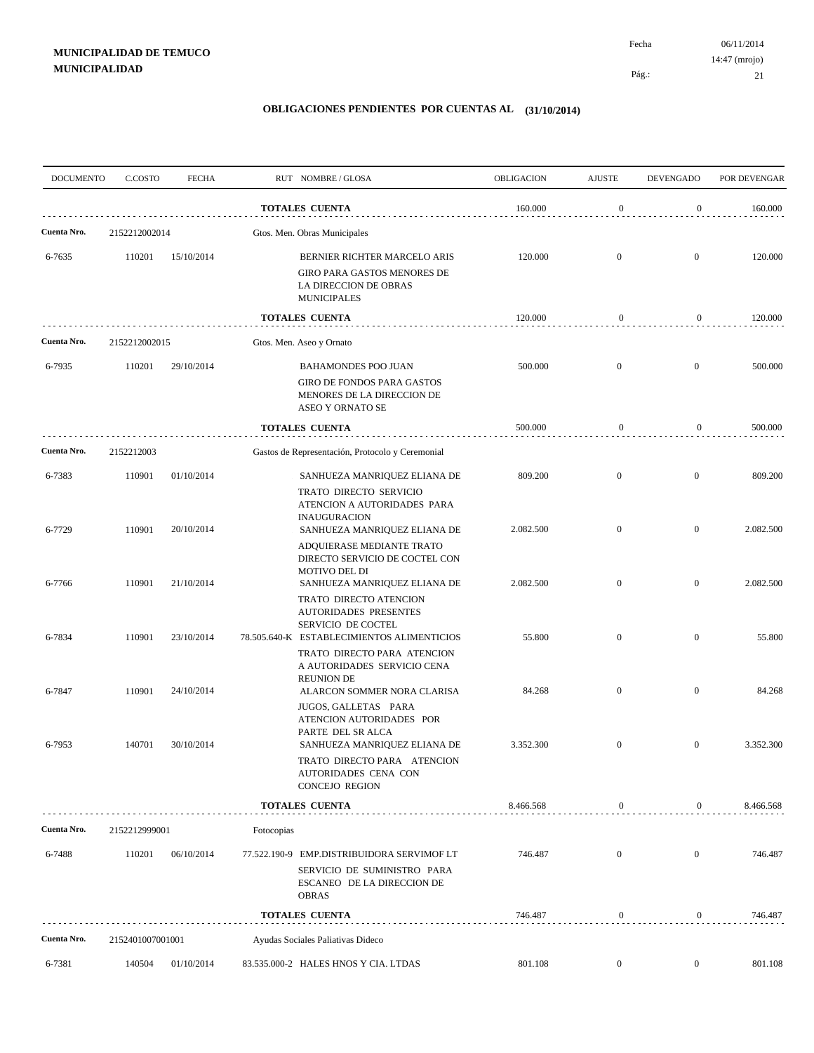**MUNICIPALIDAD DE TEMUCO**
**MUNICIPALIDAD**

Fecha 06/11/2014
14:47 (mrojo)

## OBLIGACIONES PENDIENTES POR CUENTAS AL (31/10/2014)

| DOCUMENTO | C.COSTO | FECHA | RUT NOMBRE / GLOSA | OBLIGACION | AJUSTE | DEVENGADO | POR DEVENGAR |
|---|---|---|---|---|---|---|---|
| | | | **TOTALES CUENTA** | 160.000 | 0 | 0 | 160.000 |
| **Cuenta Nro.** | 2152212002014 | | Gtos. Men. Obras Municipales | | | | |
| 6-7635 | 110201 | 15/10/2014 | BERNIER RICHTER MARCELO ARIS<br>GIRO PARA GASTOS MENORES DE LA DIRECCION DE OBRAS MUNICIPALES | 120.000 | 0 | 0 | 120.000 |
| | | | **TOTALES CUENTA** | 120.000 | 0 | 0 | 120.000 |
| **Cuenta Nro.** | 2152212002015 | | Gtos. Men. Aseo y Ornato | | | | |
| 6-7935 | 110201 | 29/10/2014 | BAHAMONDES POO JUAN<br>GIRO DE FONDOS PARA GASTOS MENORES DE LA DIRECCION DE ASEO Y ORNATO SE | 500.000 | 0 | 0 | 500.000 |
| | | | **TOTALES CUENTA** | 500.000 | 0 | 0 | 500.000 |
| **Cuenta Nro.** | 2152212003 | | Gastos de Representación, Protocolo y Ceremonial | | | | |
| 6-7383 | 110901 | 01/10/2014 | SANHUEZA MANRIQUEZ ELIANA DE<br>TRATO DIRECTO SERVICIO ATENCION A AUTORIDADES PARA INAUGURACION | 809.200 | 0 | 0 | 809.200 |
| 6-7729 | 110901 | 20/10/2014 | SANHUEZA MANRIQUEZ ELIANA DE<br>ADQUIERASE MEDIANTE TRATO DIRECTO SERVICIO DE COCTEL CON MOTIVO DEL DI | 2.082.500 | 0 | 0 | 2.082.500 |
| 6-7766 | 110901 | 21/10/2014 | SANHUEZA MANRIQUEZ ELIANA DE<br>TRATO DIRECTO ATENCION AUTORIDADES PRESENTES SERVICIO DE COCTEL | 2.082.500 | 0 | 0 | 2.082.500 |
| 6-7834 | 110901 | 23/10/2014 | 78.505.640-K ESTABLECIMIENTOS ALIMENTICIOS<br>TRATO DIRECTO PARA ATENCION A AUTORIDADES SERVICIO CENA REUNION DE | 55.800 | 0 | 0 | 55.800 |
| 6-7847 | 110901 | 24/10/2014 | ALARCON SOMMER NORA CLARISA<br>JUGOS, GALLETAS PARA ATENCION AUTORIDADES POR PARTE DEL SR ALCA | 84.268 | 0 | 0 | 84.268 |
| 6-7953 | 140701 | 30/10/2014 | SANHUEZA MANRIQUEZ ELIANA DE<br>TRATO DIRECTO PARA ATENCION AUTORIDADES CENA CON CONCEJO REGION | 3.352.300 | 0 | 0 | 3.352.300 |
| | | | **TOTALES CUENTA** | 8.466.568 | 0 | 0 | 8.466.568 |
| **Cuenta Nro.** | 2152212999001 | | Fotocopias | | | | |
| 6-7488 | 110201 | 06/10/2014 | 77.522.190-9 EMP.DISTRIBUIDORA SERVIMOF LT<br>SERVICIO DE SUMINISTRO PARA ESCANEO DE LA DIRECCION DE OBRAS | 746.487 | 0 | 0 | 746.487 |
| | | | **TOTALES CUENTA** | 746.487 | 0 | 0 | 746.487 |
| **Cuenta Nro.** | 2152401007001001 | | Ayudas Sociales Paliativas Dideco | | | | |
| 6-7381 | 140504 | 01/10/2014 | 83.535.000-2 HALES HNOS Y CIA. LTDAS | 801.108 | 0 | 0 | 801.108 |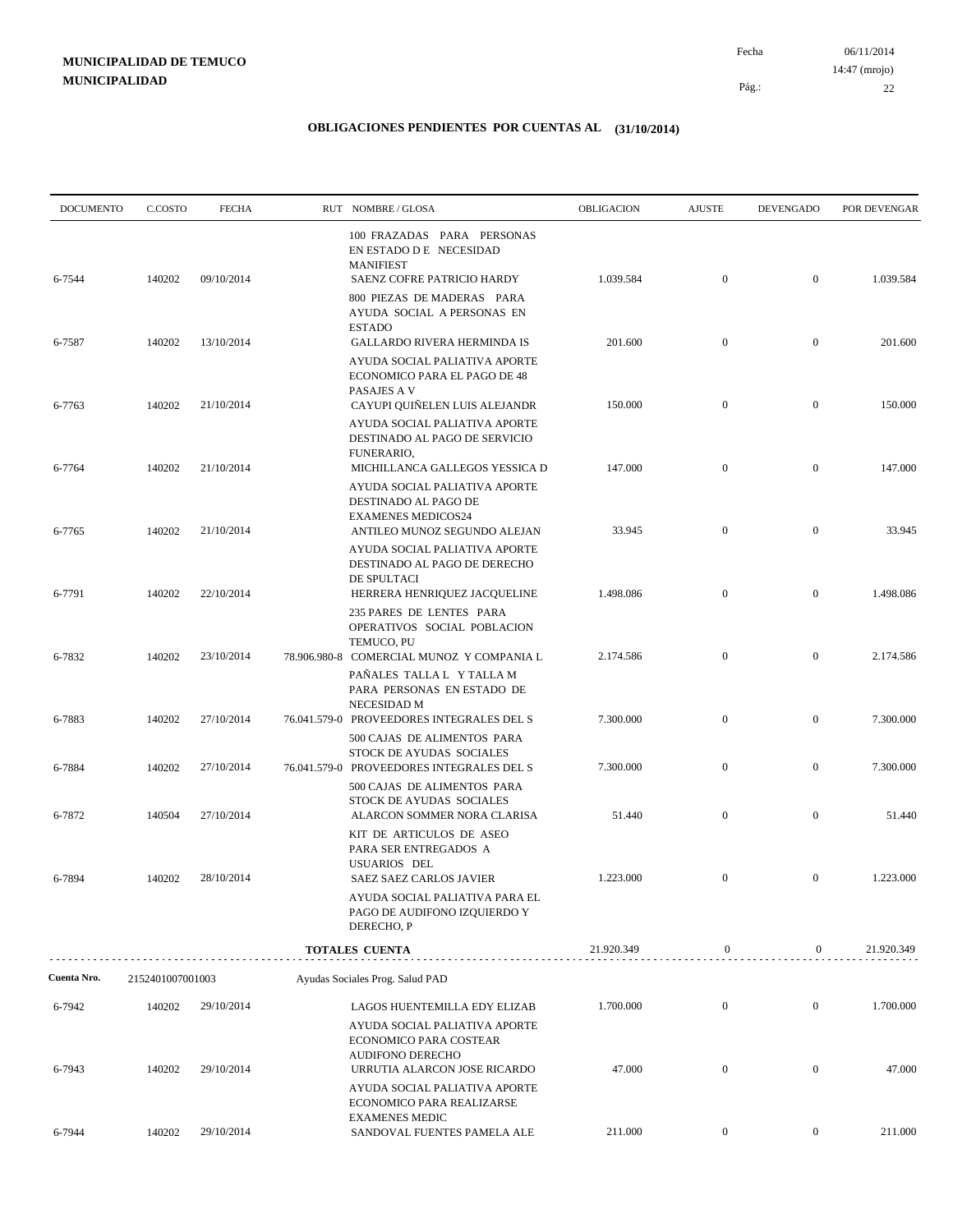**MUNICIPALIDAD DE TEMUCO**
**MUNICIPALIDAD**

Fecha 06/11/2014
14:47 (mrojo)

## OBLIGACIONES PENDIENTES POR CUENTAS AL (31/10/2014)

| DOCUMENTO | C.COSTO | FECHA | RUT | NOMBRE / GLOSA | OBLIGACION | AJUSTE | DEVENGADO | POR DEVENGAR |
|---|---|---|---|---|---|---|---|---|
| | | | | 100 FRAZADAS PARA PERSONAS EN ESTADO D E NECESIDAD MANIFIEST | | | | |
| 6-7544 | 140202 | 09/10/2014 | | SAENZ COFRE PATRICIO HARDY | 1.039.584 | 0 | 0 | 1.039.584 |
| | | | | 800 PIEZAS DE MADERAS PARA AYUDA SOCIAL A PERSONAS EN ESTADO | | | | |
| 6-7587 | 140202 | 13/10/2014 | | GALLARDO RIVERA HERMINDA IS | 201.600 | 0 | 0 | 201.600 |
| | | | | AYUDA SOCIAL PALIATIVA APORTE ECONOMICO PARA EL PAGO DE 48 PASAJES A V | | | | |
| 6-7763 | 140202 | 21/10/2014 | | CAYUPI QUIÑELEN LUIS ALEJANDR | 150.000 | 0 | 0 | 150.000 |
| | | | | AYUDA SOCIAL PALIATIVA APORTE DESTINADO AL PAGO DE SERVICIO FUNERARIO, | | | | |
| 6-7764 | 140202 | 21/10/2014 | | MICHILLANCA GALLEGOS YESSICA D | 147.000 | 0 | 0 | 147.000 |
| | | | | AYUDA SOCIAL PALIATIVA APORTE DESTINADO AL PAGO DE EXAMENES MEDICOS24 | | | | |
| 6-7765 | 140202 | 21/10/2014 | | ANTILEO MUNOZ SEGUNDO ALEJAN | 33.945 | 0 | 0 | 33.945 |
| | | | | AYUDA SOCIAL PALIATIVA APORTE DESTINADO AL PAGO DE DERECHO DE SPULTACI | | | | |
| 6-7791 | 140202 | 22/10/2014 | | HERRERA HENRIQUEZ JACQUELINE | 1.498.086 | 0 | 0 | 1.498.086 |
| | | | | 235 PARES DE LENTES PARA OPERATIVOS SOCIAL POBLACION TEMUCO, PU | | | | |
| 6-7832 | 140202 | 23/10/2014 | 78.906.980-8 | COMERCIAL MUNOZ Y COMPANIA L | 2.174.586 | 0 | 0 | 2.174.586 |
| | | | | PAÑALES TALLA L Y TALLA M PARA PERSONAS EN ESTADO DE NECESIDAD M | | | | |
| 6-7883 | 140202 | 27/10/2014 | 76.041.579-0 | PROVEEDORES INTEGRALES DEL S | 7.300.000 | 0 | 0 | 7.300.000 |
| | | | | 500 CAJAS DE ALIMENTOS PARA STOCK DE AYUDAS SOCIALES | | | | |
| 6-7884 | 140202 | 27/10/2014 | 76.041.579-0 | PROVEEDORES INTEGRALES DEL S | 7.300.000 | 0 | 0 | 7.300.000 |
| | | | | 500 CAJAS DE ALIMENTOS PARA STOCK DE AYUDAS SOCIALES | | | | |
| 6-7872 | 140504 | 27/10/2014 | | ALARCON SOMMER NORA CLARISA | 51.440 | 0 | 0 | 51.440 |
| | | | | KIT DE ARTICULOS DE ASEO PARA SER ENTREGADOS A USUARIOS DEL | | | | |
| 6-7894 | 140202 | 28/10/2014 | | SAEZ SAEZ CARLOS JAVIER | 1.223.000 | 0 | 0 | 1.223.000 |
| | | | | AYUDA SOCIAL PALIATIVA PARA EL PAGO DE AUDIFONO IZQUIERDO Y DERECHO, P | | | | |
| | | | | **TOTALES CUENTA** | 21.920.349 | 0 | 0 | 21.920.349 |

**Cuenta Nro.** 2152401007001003 Ayudas Sociales Prog. Salud PAD

| DOCUMENTO | C.COSTO | FECHA | RUT | NOMBRE / GLOSA | OBLIGACION | AJUSTE | DEVENGADO | POR DEVENGAR |
|---|---|---|---|---|---|---|---|---|
| 6-7942 | 140202 | 29/10/2014 | | LAGOS HUENTEMILLA EDY ELIZAB | 1.700.000 | 0 | 0 | 1.700.000 |
| | | | | AYUDA SOCIAL PALIATIVA APORTE ECONOMICO PARA COSTEAR AUDIFONO DERECHO | | | | |
| 6-7943 | 140202 | 29/10/2014 | | URRUTIA ALARCON JOSE RICARDO | 47.000 | 0 | 0 | 47.000 |
| | | | | AYUDA SOCIAL PALIATIVA APORTE ECONOMICO PARA REALIZARSE EXAMENES MEDIC | | | | |
| 6-7944 | 140202 | 29/10/2014 | | SANDOVAL FUENTES PAMELA ALE | 211.000 | 0 | 0 | 211.000 |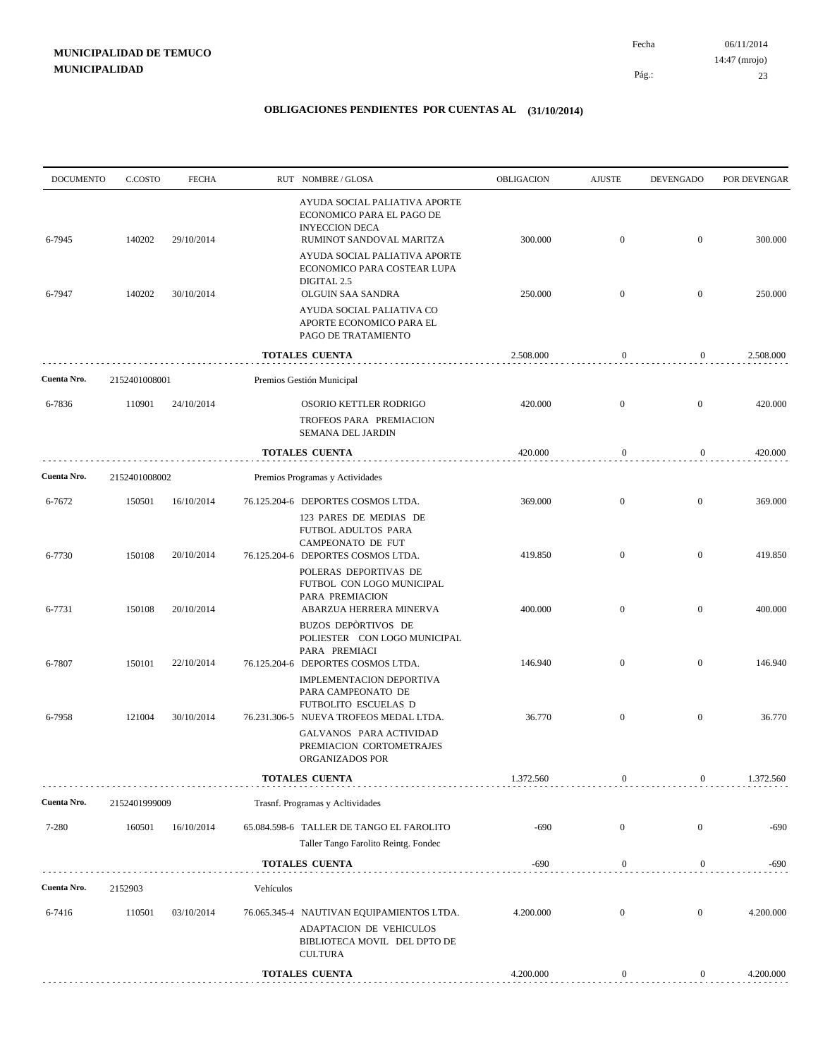**MUNICIPALIDAD DE TEMUCO**
**MUNICIPALIDAD**

Fecha 06/11/2014
14:47 (mrojo)

## OBLIGACIONES PENDIENTES POR CUENTAS AL (31/10/2014)

| DOCUMENTO | C.COSTO | FECHA | RUT NOMBRE / GLOSA | OBLIGACION | AJUSTE | DEVENGADO | POR DEVENGAR |
|---|---|---|---|---|---|---|---|
| | | | AYUDA SOCIAL PALIATIVA APORTE ECONOMICO PARA EL PAGO DE INYECCION DECA | | | | |
| 6-7945 | 140202 | 29/10/2014 | RUMINOT SANDOVAL MARITZA | 300.000 | 0 | 0 | 300.000 |
| | | | AYUDA SOCIAL PALIATIVA APORTE ECONOMICO PARA COSTEAR LUPA DIGITAL 2.5 | | | | |
| 6-7947 | 140202 | 30/10/2014 | OLGUIN SAA SANDRA | 250.000 | 0 | 0 | 250.000 |
| | | | AYUDA SOCIAL PALIATIVA CO APORTE ECONOMICO PARA EL PAGO DE TRATAMIENTO | | | | |
| | | | **TOTALES CUENTA** | 2.508.000 | 0 | 0 | 2.508.000 |
| **Cuenta Nro.** | 2152401008001 | | Premios Gestión Municipal | | | | |
| 6-7836 | 110901 | 24/10/2014 | OSORIO KETTLER RODRIGO | 420.000 | 0 | 0 | 420.000 |
| | | | TROFEOS PARA PREMIACION SEMANA DEL JARDIN | | | | |
| | | | **TOTALES CUENTA** | 420.000 | 0 | 0 | 420.000 |
| **Cuenta Nro.** | 2152401008002 | | Premios Programas y Actividades | | | | |
| 6-7672 | 150501 | 16/10/2014 | 76.125.204-6 DEPORTES COSMOS LTDA. | 369.000 | 0 | 0 | 369.000 |
| | | | 123 PARES DE MEDIAS DE FUTBOL ADULTOS PARA CAMPEONATO DE FUT | | | | |
| 6-7730 | 150108 | 20/10/2014 | 76.125.204-6 DEPORTES COSMOS LTDA. | 419.850 | 0 | 0 | 419.850 |
| | | | POLERAS DEPORTIVAS DE FUTBOL CON LOGO MUNICIPAL PARA PREMIACION | | | | |
| 6-7731 | 150108 | 20/10/2014 | ABARZUA HERRERA MINERVA | 400.000 | 0 | 0 | 400.000 |
| | | | BUZOS DEPÒRTIVOS DE POLIESTER CON LOGO MUNICIPAL PARA PREMIACI | | | | |
| 6-7807 | 150101 | 22/10/2014 | 76.125.204-6 DEPORTES COSMOS LTDA. | 146.940 | 0 | 0 | 146.940 |
| | | | IMPLEMENTACION DEPORTIVA PARA CAMPEONATO DE FUTBOLITO ESCUELAS D | | | | |
| 6-7958 | 121004 | 30/10/2014 | 76.231.306-5 NUEVA TROFEOS MEDAL LTDA. | 36.770 | 0 | 0 | 36.770 |
| | | | GALVANOS PARA ACTIVIDAD PREMIACION CORTOMETRAJES ORGANIZADOS POR | | | | |
| | | | **TOTALES CUENTA** | 1.372.560 | 0 | 0 | 1.372.560 |
| **Cuenta Nro.** | 2152401999009 | | Trasnf. Programas y Acltividades | | | | |
| 7-280 | 160501 | 16/10/2014 | 65.084.598-6 TALLER DE TANGO EL FAROLITO | -690 | 0 | 0 | -690 |
| | | | Taller Tango Farolito Reintg. Fondec | | | | |
| | | | **TOTALES CUENTA** | -690 | 0 | 0 | -690 |
| **Cuenta Nro.** | 2152903 | | Vehículos | | | | |
| 6-7416 | 110501 | 03/10/2014 | 76.065.345-4 NAUTIVAN EQUIPAMIENTOS LTDA. | 4.200.000 | 0 | 0 | 4.200.000 |
| | | | ADAPTACION DE VEHICULOS BIBLIOTECA MOVIL DEL DPTO DE CULTURA | | | | |
| | | | **TOTALES CUENTA** | 4.200.000 | 0 | 0 | 4.200.000 |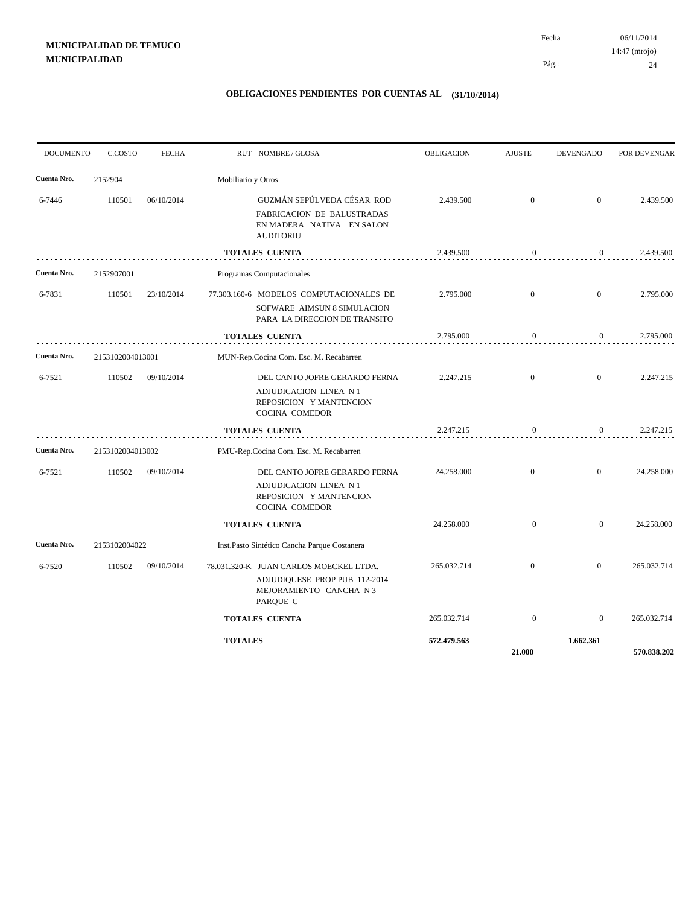**MUNICIPALIDAD DE TEMUCO**
**MUNICIPALIDAD**

Fecha 06/11/2014
14:47 (mrojo)

## OBLIGACIONES PENDIENTES POR CUENTAS AL (31/10/2014)

| DOCUMENTO | C.COSTO | FECHA | RUT NOMBRE / GLOSA | OBLIGACION | AJUSTE | DEVENGADO | POR DEVENGAR |
|---|---|---|---|---|---|---|---|
| **Cuenta Nro.** | 2152904 | | Mobiliario y Otros | | | | |
| 6-7446 | 110501 | 06/10/2014 | GUZMÁN SEPÚLVEDA CÉSAR ROD FABRICACION DE BALUSTRADAS EN MADERA NATIVA EN SALON AUDITORIU | 2.439.500 | 0 | 0 | 2.439.500 |
| | | | **TOTALES CUENTA** | 2.439.500 | 0 | 0 | 2.439.500 |
| **Cuenta Nro.** | 2152907001 | | Programas Computacionales | | | | |
| 6-7831 | 110501 | 23/10/2014 | 77.303.160-6 MODELOS COMPUTACIONALES DE SOFWARE AIMSUN 8 SIMULACION PARA LA DIRECCION DE TRANSITO | 2.795.000 | 0 | 0 | 2.795.000 |
| | | | **TOTALES CUENTA** | 2.795.000 | 0 | 0 | 2.795.000 |
| **Cuenta Nro.** | 2153102004013001 | | MUN-Rep.Cocina Com. Esc. M. Recabarren | | | | |
| 6-7521 | 110502 | 09/10/2014 | DEL CANTO JOFRE GERARDO FERNA ADJUDICACION LINEA N 1 REPOSICION Y MANTENCION COCINA COMEDOR | 2.247.215 | 0 | 0 | 2.247.215 |
| | | | **TOTALES CUENTA** | 2.247.215 | 0 | 0 | 2.247.215 |
| **Cuenta Nro.** | 2153102004013002 | | PMU-Rep.Cocina Com. Esc. M. Recabarren | | | | |
| 6-7521 | 110502 | 09/10/2014 | DEL CANTO JOFRE GERARDO FERNA ADJUDICACION LINEA N 1 REPOSICION Y MANTENCION COCINA COMEDOR | 24.258.000 | 0 | 0 | 24.258.000 |
| | | | **TOTALES CUENTA** | 24.258.000 | 0 | 0 | 24.258.000 |
| **Cuenta Nro.** | 2153102004022 | | Inst.Pasto Sintético Cancha Parque Costanera | | | | |
| 6-7520 | 110502 | 09/10/2014 | 78.031.320-K JUAN CARLOS MOECKEL LTDA. ADJUDIQUESE PROP PUB 112-2014 MEJORAMIENTO CANCHA N 3 PARQUE C | 265.032.714 | 0 | 0 | 265.032.714 |
| | | | **TOTALES CUENTA** | 265.032.714 | 0 | 0 | 265.032.714 |
| | | | **TOTALES** | **572.479.563** | **21.000** | **1.662.361** | **570.838.202** |